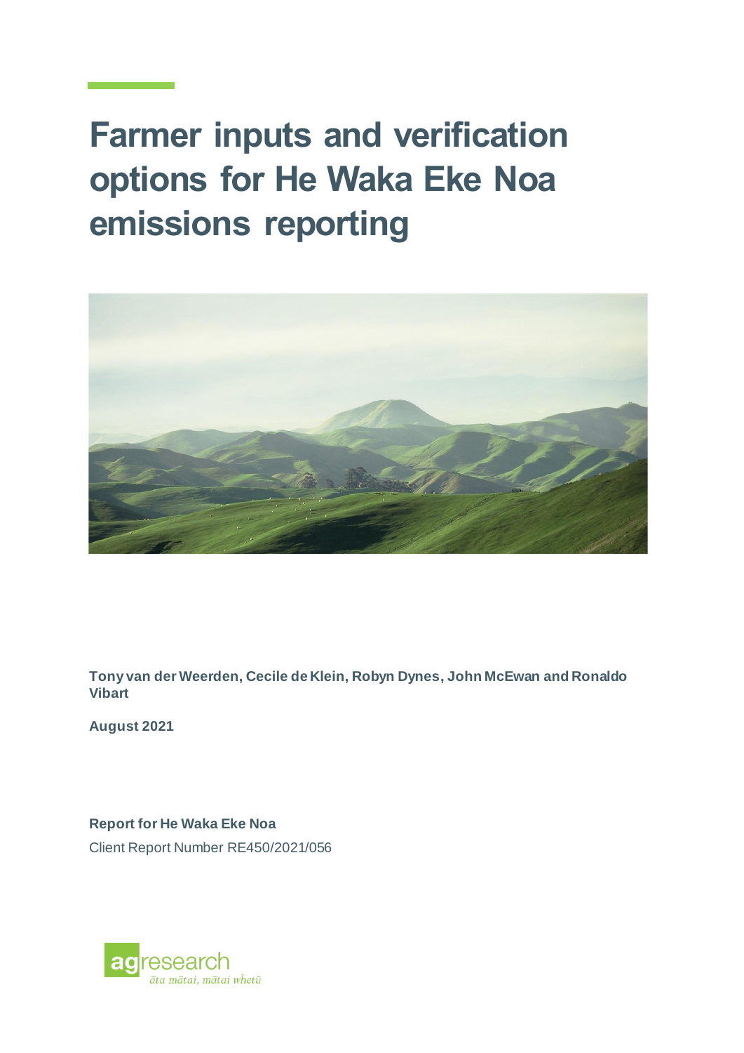# Farmer inputs and verification options for He Waka Eke Noa emissions reporting

**Tony van der Weerden, Cecile de Klein, Robyn Dynes, John McEwan and Ronaldo Vibart**

**August 2021**

**Report for He Waka Eke Noa**

Client Report Number RE450/2021/056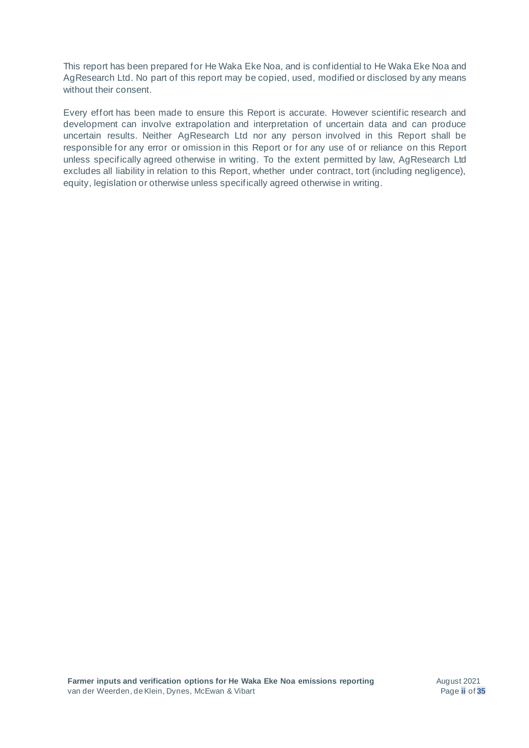This report has been prepared for He Waka Eke Noa, and is confidential to He Waka Eke Noa and AgResearch Ltd. No part of this report may be copied, used, modified or disclosed by any means without their consent.

Every effort has been made to ensure this Report is accurate. However scientific research and development can involve extrapolation and interpretation of uncertain data and can produce uncertain results. Neither AgResearch Ltd nor any person involved in this Report shall be responsible for any error or omission in this Report or for any use of or reliance on this Report unless specifically agreed otherwise in writing. To the extent permitted by law, AgResearch Ltd excludes all liability in relation to this Report, whether under contract, tort (including negligence), equity, legislation or otherwise unless specifically agreed otherwise in writing.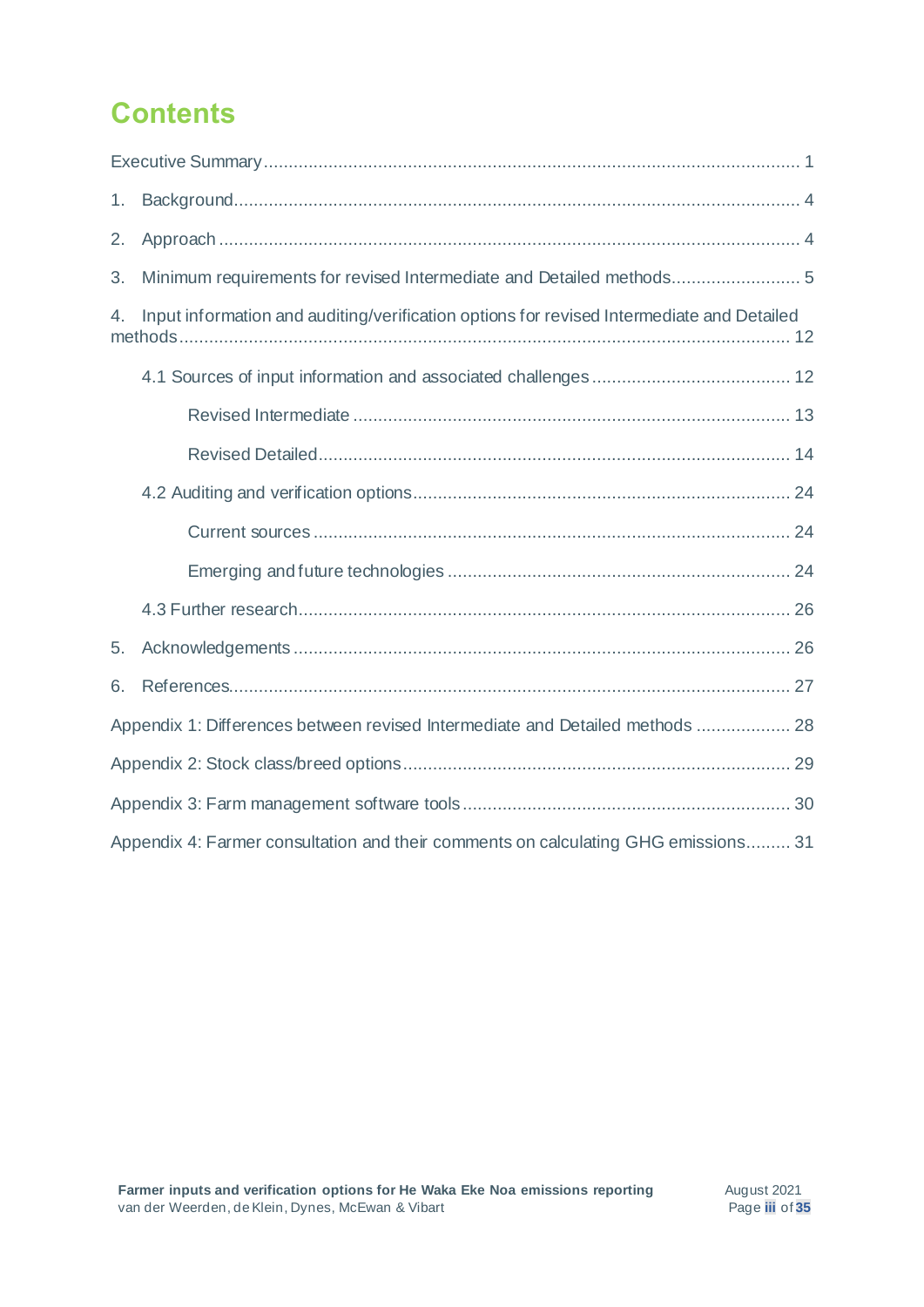# Contents

Executive Summary ........................................................................................................ 1

1. Background................................................................................................................ 4

2. Approach ................................................................................................................... 4

3. Minimum requirements for revised Intermediate and Detailed methods.......................... 5

4. Input information and auditing/verification options for revised Intermediate and Detailed methods......................................................................................................................... 12

4.1 Sources of input information and associated challenges ........................................ 12

Revised Intermediate ........................................................................................ 13

Revised Detailed................................................................................................ 14

4.2 Auditing and verification options.......................................................................... 24

Current sources ................................................................................................. 24

Emerging and future technologies ...................................................................... 24

4.3 Further research.................................................................................................. 26

5. Acknowledgements .................................................................................................. 26

6. References................................................................................................................ 27

Appendix 1: Differences between revised Intermediate and Detailed methods .................. 28

Appendix 2: Stock class/breed options ............................................................................ 29

Appendix 3: Farm management software tools ................................................................ 30

Appendix 4: Farmer consultation and their comments on calculating GHG emissions......... 31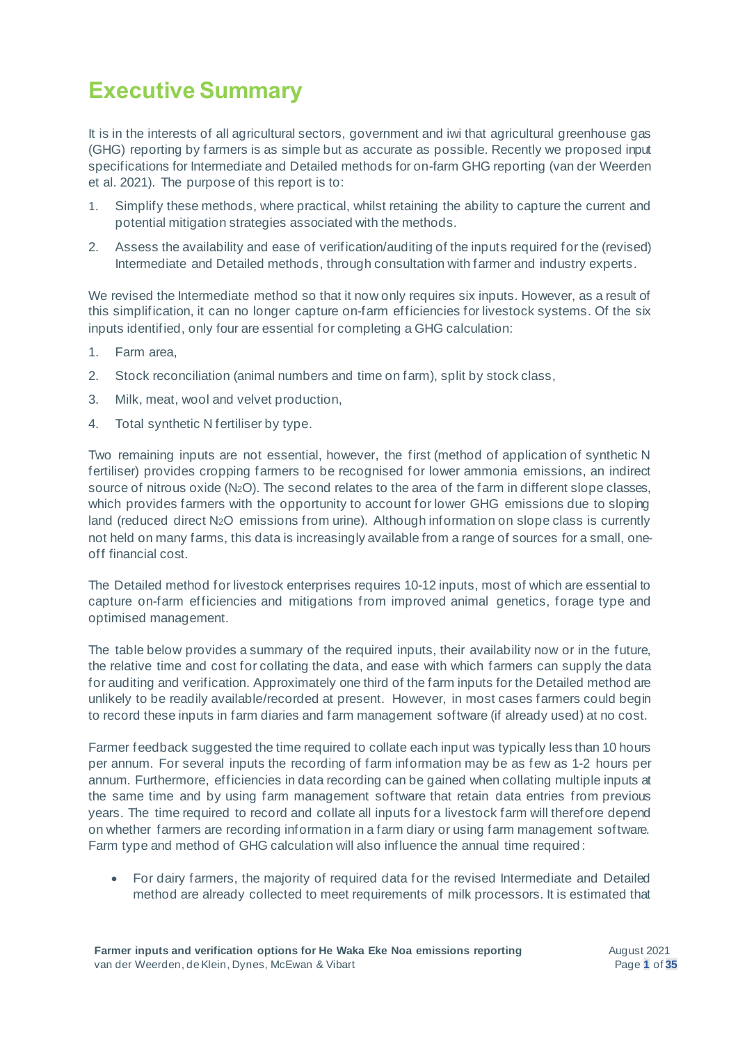# Executive Summary

It is in the interests of all agricultural sectors, government and iwi that agricultural greenhouse gas (GHG) reporting by farmers is as simple but as accurate as possible. Recently we proposed input specifications for Intermediate and Detailed methods for on-farm GHG reporting (van der Weerden et al. 2021). The purpose of this report is to:

1. Simplify these methods, where practical, whilst retaining the ability to capture the current and potential mitigation strategies associated with the methods.
2. Assess the availability and ease of verification/auditing of the inputs required for the (revised) Intermediate and Detailed methods, through consultation with farmer and industry experts.

We revised the Intermediate method so that it now only requires six inputs. However, as a result of this simplification, it can no longer capture on-farm efficiencies for livestock systems. Of the six inputs identified, only four are essential for completing a GHG calculation:

1. Farm area,
2. Stock reconciliation (animal numbers and time on farm), split by stock class,
3. Milk, meat, wool and velvet production,
4. Total synthetic N fertiliser by type.

Two remaining inputs are not essential, however, the first (method of application of synthetic N fertiliser) provides cropping farmers to be recognised for lower ammonia emissions, an indirect source of nitrous oxide ($N_2O$). The second relates to the area of the farm in different slope classes, which provides farmers with the opportunity to account for lower GHG emissions due to sloping land (reduced direct $N_2O$ emissions from urine). Although information on slope class is currently not held on many farms, this data is increasingly available from a range of sources for a small, one-off financial cost.

The Detailed method for livestock enterprises requires 10-12 inputs, most of which are essential to capture on-farm efficiencies and mitigations from improved animal genetics, forage type and optimised management.

The table below provides a summary of the required inputs, their availability now or in the future, the relative time and cost for collating the data, and ease with which farmers can supply the data for auditing and verification. Approximately one third of the farm inputs for the Detailed method are unlikely to be readily available/recorded at present. However, in most cases farmers could begin to record these inputs in farm diaries and farm management software (if already used) at no cost.

Farmer feedback suggested the time required to collate each input was typically less than 10 hours per annum. For several inputs the recording of farm information may be as few as 1-2 hours per annum. Furthermore, efficiencies in data recording can be gained when collating multiple inputs at the same time and by using farm management software that retain data entries from previous years. The time required to record and collate all inputs for a livestock farm will therefore depend on whether farmers are recording information in a farm diary or using farm management software. Farm type and method of GHG calculation will also influence the annual time required:

- For dairy farmers, the majority of required data for the revised Intermediate and Detailed method are already collected to meet requirements of milk processors. It is estimated that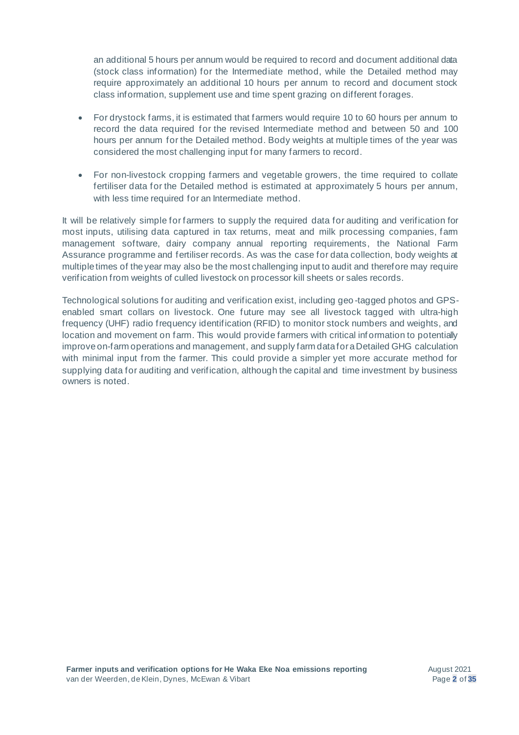an additional 5 hours per annum would be required to record and document additional data (stock class information) for the Intermediate method, while the Detailed method may require approximately an additional 10 hours per annum to record and document stock class information, supplement use and time spent grazing on different forages.

- For drystock farms, it is estimated that farmers would require 10 to 60 hours per annum to record the data required for the revised Intermediate method and between 50 and 100 hours per annum for the Detailed method. Body weights at multiple times of the year was considered the most challenging input for many farmers to record.
- For non-livestock cropping farmers and vegetable growers, the time required to collate fertiliser data for the Detailed method is estimated at approximately 5 hours per annum, with less time required for an Intermediate method.

It will be relatively simple for farmers to supply the required data for auditing and verification for most inputs, utilising data captured in tax returns, meat and milk processing companies, farm management software, dairy company annual reporting requirements, the National Farm Assurance programme and fertiliser records. As was the case for data collection, body weights at multiple times of the year may also be the most challenging input to audit and therefore may require verification from weights of culled livestock on processor kill sheets or sales records.

Technological solutions for auditing and verification exist, including geo-tagged photos and GPS-enabled smart collars on livestock. One future may see all livestock tagged with ultra-high frequency (UHF) radio frequency identification (RFID) to monitor stock numbers and weights, and location and movement on farm. This would provide farmers with critical information to potentially improve on-farm operations and management, and supply farm data for a Detailed GHG calculation with minimal input from the farmer. This could provide a simpler yet more accurate method for supplying data for auditing and verification, although the capital and time investment by business owners is noted.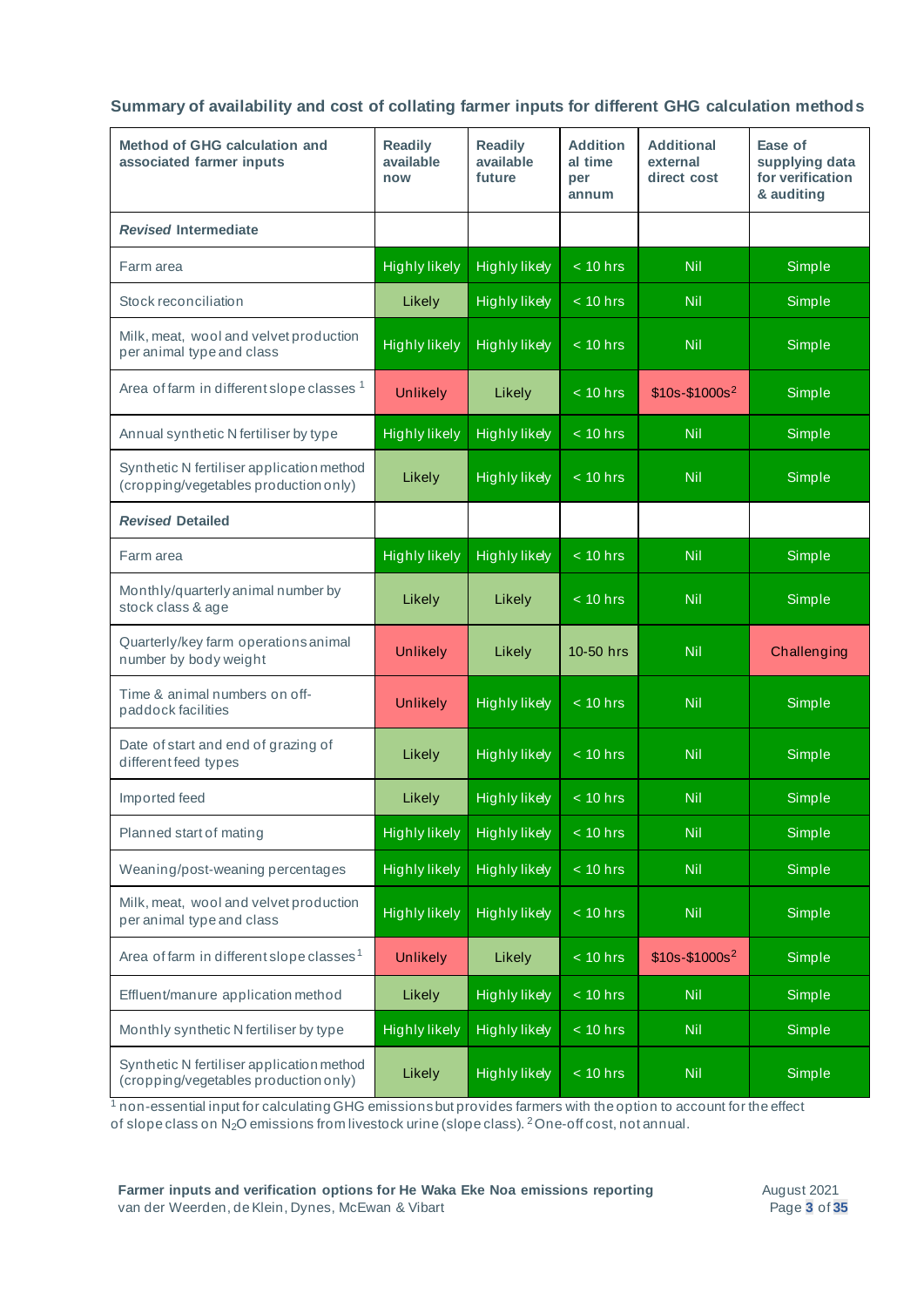**Summary of availability and cost of collating farmer inputs for different GHG calculation methods**

| Method of GHG calculation and associated farmer inputs | Readily available now | Readily available future | Additional time per annum | Additional external direct cost | Ease of supplying data for verification & auditing |
|---|---|---|---|---|---|
| ***Revised* Intermediate** | | | | | |
| Farm area | Highly likely | Highly likely | < 10 hrs | Nil | Simple |
| Stock reconciliation | Likely | Highly likely | < 10 hrs | Nil | Simple |
| Milk, meat, wool and velvet production per animal type and class | Highly likely | Highly likely | < 10 hrs | Nil | Simple |
| Area of farm in different slope classes [1] | Unlikely | Likely | < 10 hrs | $10s-$1000s[2] | Simple |
| Annual synthetic N fertiliser by type | Highly likely | Highly likely | < 10 hrs | Nil | Simple |
| Synthetic N fertiliser application method (cropping/vegetables production only) | Likely | Highly likely | < 10 hrs | Nil | Simple |
| ***Revised* Detailed** | | | | | |
| Farm area | Highly likely | Highly likely | < 10 hrs | Nil | Simple |
| Monthly/quarterly animal number by stock class & age | Likely | Likely | < 10 hrs | Nil | Simple |
| Quarterly/key farm operations animal number by body weight | Unlikely | Likely | 10-50 hrs | Nil | Challenging |
| Time & animal numbers on off-paddock facilities | Unlikely | Highly likely | < 10 hrs | Nil | Simple |
| Date of start and end of grazing of different feed types | Likely | Highly likely | < 10 hrs | Nil | Simple |
| Imported feed | Likely | Highly likely | < 10 hrs | Nil | Simple |
| Planned start of mating | Highly likely | Highly likely | < 10 hrs | Nil | Simple |
| Weaning/post-weaning percentages | Highly likely | Highly likely | < 10 hrs | Nil | Simple |
| Milk, meat, wool and velvet production per animal type and class | Highly likely | Highly likely | < 10 hrs | Nil | Simple |
| Area of farm in different slope classes[1] | Unlikely | Likely | < 10 hrs | $10s-$1000s[2] | Simple |
| Effluent/manure application method | Likely | Highly likely | < 10 hrs | Nil | Simple |
| Monthly synthetic N fertiliser by type | Highly likely | Highly likely | < 10 hrs | Nil | Simple |
| Synthetic N fertiliser application method (cropping/vegetables production only) | Likely | Highly likely | < 10 hrs | Nil | Simple |

[1] non-essential input for calculating GHG emissions but provides farmers with the option to account for the effect of slope class on $N_2O$ emissions from livestock urine (slope class). [2] One-off cost, not annual.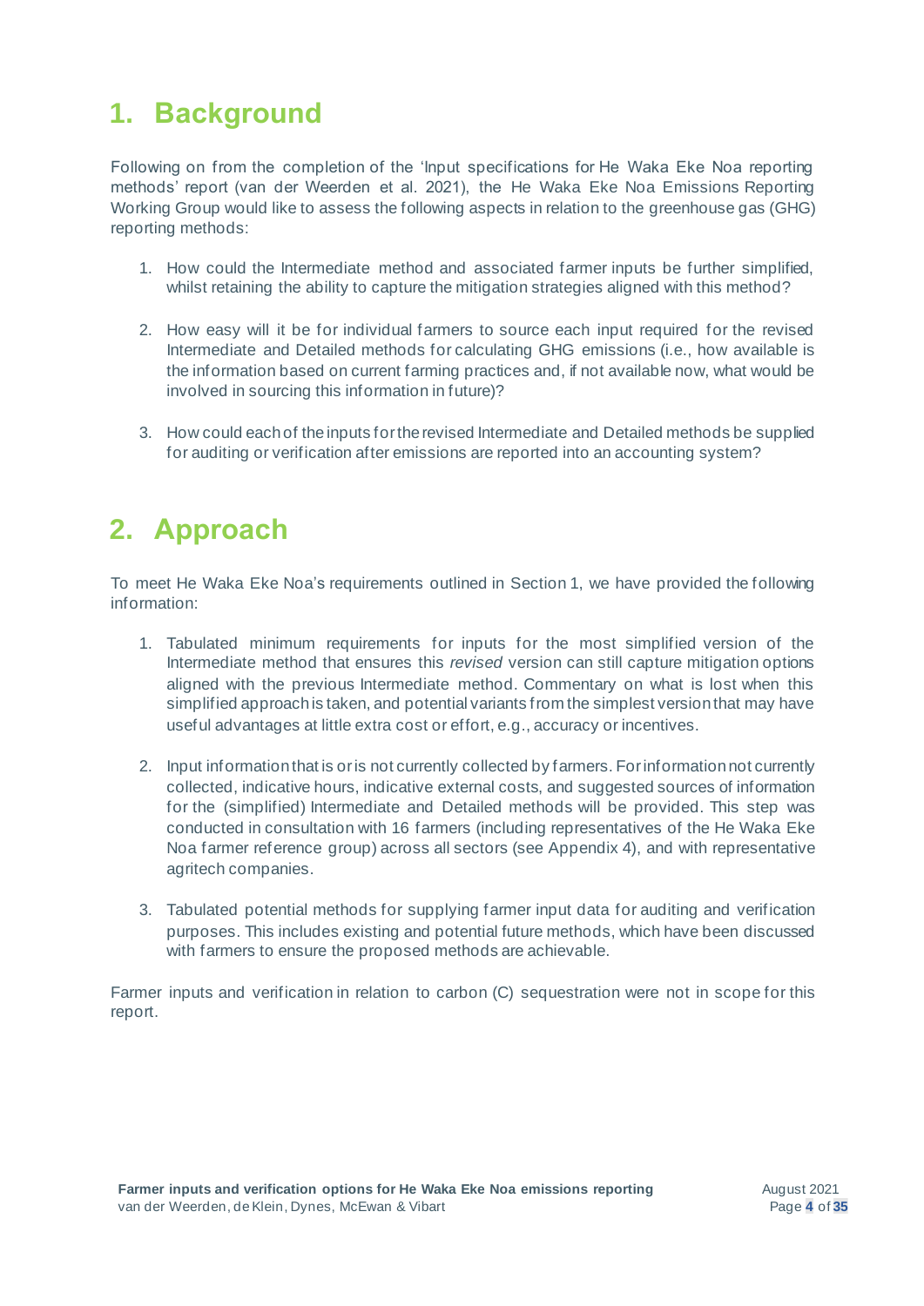# 1. Background

Following on from the completion of the 'Input specifications for He Waka Eke Noa reporting methods' report (van der Weerden et al. 2021), the He Waka Eke Noa Emissions Reporting Working Group would like to assess the following aspects in relation to the greenhouse gas (GHG) reporting methods:

1. How could the Intermediate method and associated farmer inputs be further simplified, whilst retaining the ability to capture the mitigation strategies aligned with this method?

2. How easy will it be for individual farmers to source each input required for the revised Intermediate and Detailed methods for calculating GHG emissions (i.e., how available is the information based on current farming practices and, if not available now, what would be involved in sourcing this information in future)?

3. How could each of the inputs for the revised Intermediate and Detailed methods be supplied for auditing or verification after emissions are reported into an accounting system?

# 2. Approach

To meet He Waka Eke Noa's requirements outlined in Section 1, we have provided the following information:

1. Tabulated minimum requirements for inputs for the most simplified version of the Intermediate method that ensures this *revised* version can still capture mitigation options aligned with the previous Intermediate method. Commentary on what is lost when this simplified approach is taken, and potential variants from the simplest version that may have useful advantages at little extra cost or effort, e.g., accuracy or incentives.

2. Input information that is or is not currently collected by farmers. For information not currently collected, indicative hours, indicative external costs, and suggested sources of information for the (simplified) Intermediate and Detailed methods will be provided. This step was conducted in consultation with 16 farmers (including representatives of the He Waka Eke Noa farmer reference group) across all sectors (see Appendix 4), and with representative agritech companies.

3. Tabulated potential methods for supplying farmer input data for auditing and verification purposes. This includes existing and potential future methods, which have been discussed with farmers to ensure the proposed methods are achievable.

Farmer inputs and verification in relation to carbon (C) sequestration were not in scope for this report.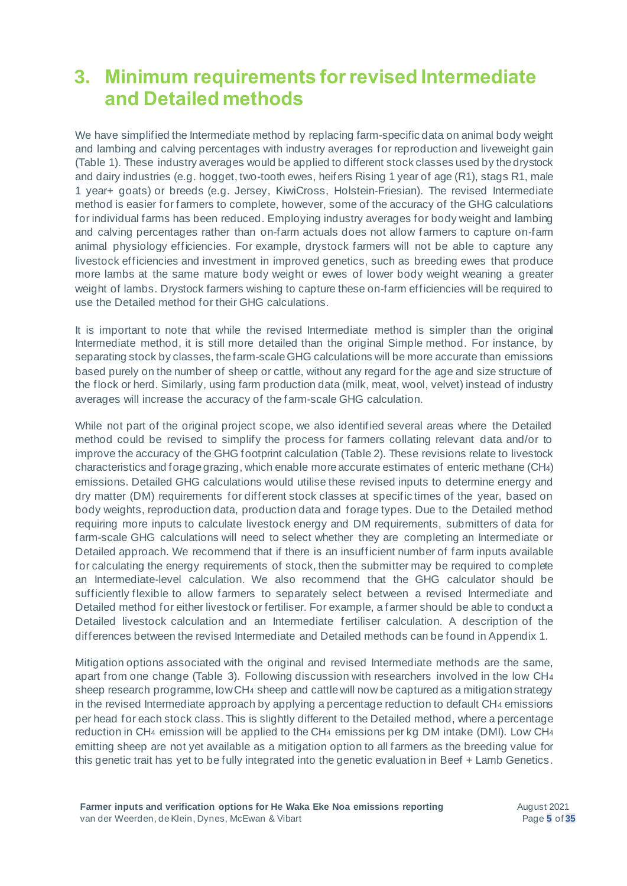# 3. Minimum requirements for revised Intermediate and Detailed methods

We have simplified the Intermediate method by replacing farm-specific data on animal body weight and lambing and calving percentages with industry averages for reproduction and liveweight gain (Table 1). These industry averages would be applied to different stock classes used by the drystock and dairy industries (e.g. hogget, two-tooth ewes, heifers Rising 1 year of age (R1), stags R1, male 1 year+ goats) or breeds (e.g. Jersey, KiwiCross, Holstein-Friesian). The revised Intermediate method is easier for farmers to complete, however, some of the accuracy of the GHG calculations for individual farms has been reduced. Employing industry averages for body weight and lambing and calving percentages rather than on-farm actuals does not allow farmers to capture on-farm animal physiology efficiencies. For example, drystock farmers will not be able to capture any livestock efficiencies and investment in improved genetics, such as breeding ewes that produce more lambs at the same mature body weight or ewes of lower body weight weaning a greater weight of lambs. Drystock farmers wishing to capture these on-farm efficiencies will be required to use the Detailed method for their GHG calculations.

It is important to note that while the revised Intermediate method is simpler than the original Intermediate method, it is still more detailed than the original Simple method. For instance, by separating stock by classes, the farm-scale GHG calculations will be more accurate than emissions based purely on the number of sheep or cattle, without any regard for the age and size structure of the flock or herd. Similarly, using farm production data (milk, meat, wool, velvet) instead of industry averages will increase the accuracy of the farm-scale GHG calculation.

While not part of the original project scope, we also identified several areas where the Detailed method could be revised to simplify the process for farmers collating relevant data and/or to improve the accuracy of the GHG footprint calculation (Table 2). These revisions relate to livestock characteristics and forage grazing, which enable more accurate estimates of enteric methane ($CH_4$) emissions. Detailed GHG calculations would utilise these revised inputs to determine energy and dry matter (DM) requirements for different stock classes at specific times of the year, based on body weights, reproduction data, production data and forage types. Due to the Detailed method requiring more inputs to calculate livestock energy and DM requirements, submitters of data for farm-scale GHG calculations will need to select whether they are completing an Intermediate or Detailed approach. We recommend that if there is an insufficient number of farm inputs available for calculating the energy requirements of stock, then the submitter may be required to complete an Intermediate-level calculation. We also recommend that the GHG calculator should be sufficiently flexible to allow farmers to separately select between a revised Intermediate and Detailed method for either livestock or fertiliser. For example, a farmer should be able to conduct a Detailed livestock calculation and an Intermediate fertiliser calculation. A description of the differences between the revised Intermediate and Detailed methods can be found in Appendix 1.

Mitigation options associated with the original and revised Intermediate methods are the same, apart from one change (Table 3). Following discussion with researchers involved in the low $CH_4$ sheep research programme, low $CH_4$ sheep and cattle will now be captured as a mitigation strategy in the revised Intermediate approach by applying a percentage reduction to default $CH_4$ emissions per head for each stock class. This is slightly different to the Detailed method, where a percentage reduction in $CH_4$ emission will be applied to the $CH_4$ emissions per kg DM intake (DMI). Low $CH_4$ emitting sheep are not yet available as a mitigation option to all farmers as the breeding value for this genetic trait has yet to be fully integrated into the genetic evaluation in Beef + Lamb Genetics.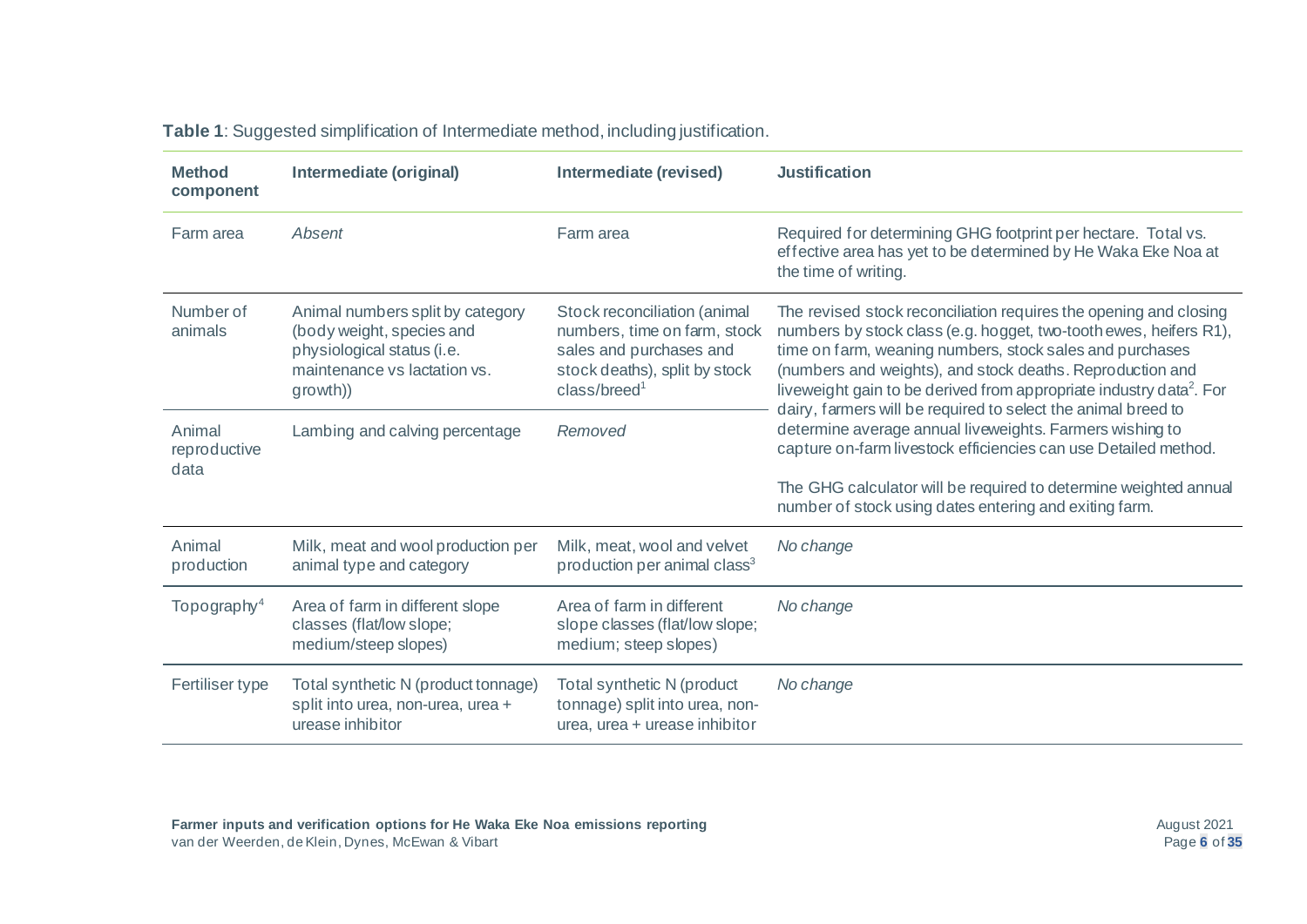**Table 1**: Suggested simplification of Intermediate method, including justification.

| Method component | Intermediate (original) | Intermediate (revised) | Justification |
|---|---|---|---|
| Farm area | *Absent* | Farm area | Required for determining GHG footprint per hectare. Total vs. effective area has yet to be determined by He Waka Eke Noa at the time of writing. |
| Number of animals | Animal numbers split by category (body weight, species and physiological status (i.e. maintenance vs lactation vs. growth)) | Stock reconciliation (animal numbers, time on farm, stock sales and purchases and stock deaths), split by stock class/breed[1] | The revised stock reconciliation requires the opening and closing numbers by stock class (e.g. hogget, two-tooth ewes, heifers R1), time on farm, weaning numbers, stock sales and purchases (numbers and weights), and stock deaths. Reproduction and liveweight gain to be derived from appropriate industry data[2]. For dairy, farmers will be required to select the animal breed to determine average annual liveweights. Farmers wishing to capture on-farm livestock efficiencies can use Detailed method. The GHG calculator will be required to determine weighted annual number of stock using dates entering and exiting farm. |
| Animal reproductive data | Lambing and calving percentage | *Removed* | |
| Animal production | Milk, meat and wool production per animal type and category | Milk, meat, wool and velvet production per animal class[3] | *No change* |
| Topography[4] | Area of farm in different slope classes (flat/low slope; medium/steep slopes) | Area of farm in different slope classes (flat/low slope; medium; steep slopes) | *No change* |
| Fertiliser type | Total synthetic N (product tonnage) split into urea, non-urea, urea + urease inhibitor | Total synthetic N (product tonnage) split into urea, non-urea, urea + urease inhibitor | *No change* |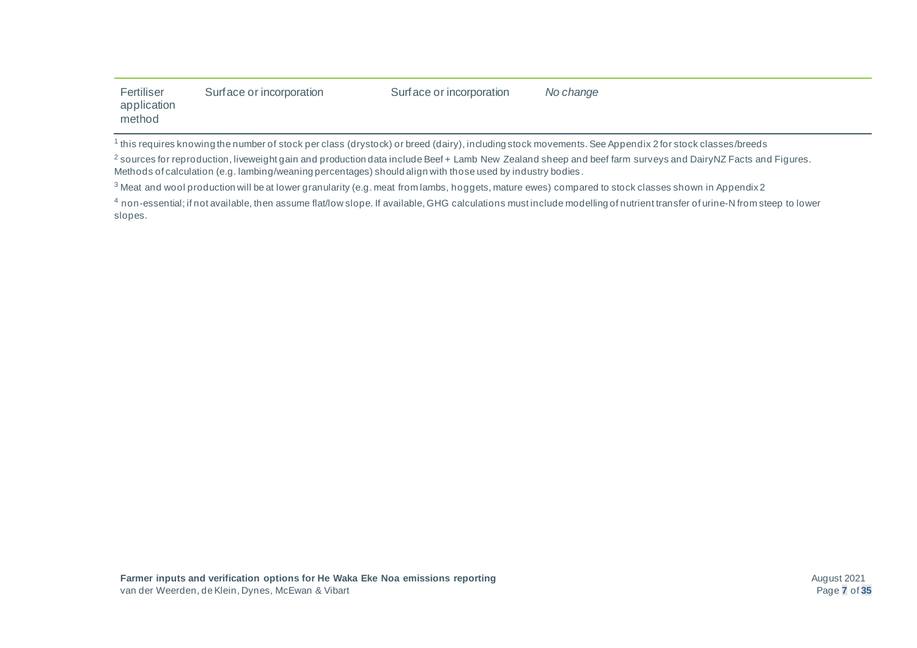| | | | |
|---|---|---|---|
| Fertiliser application method | Surface or incorporation | Surface or incorporation | *No change* |

[1] this requires knowing the number of stock per class (drystock) or breed (dairy), including stock movements. See Appendix 2 for stock classes/breeds

[2] sources for reproduction, liveweight gain and production data include Beef + Lamb New Zealand sheep and beef farm surveys and DairyNZ Facts and Figures. Methods of calculation (e.g. lambing/weaning percentages) should align with those used by industry bodies.

[3] Meat and wool production will be at lower granularity (e.g. meat from lambs, hoggets, mature ewes) compared to stock classes shown in Appendix 2

[4] non-essential; if not available, then assume flat/low slope. If available, GHG calculations must include modelling of nutrient transfer of urine-N from steep to lower slopes.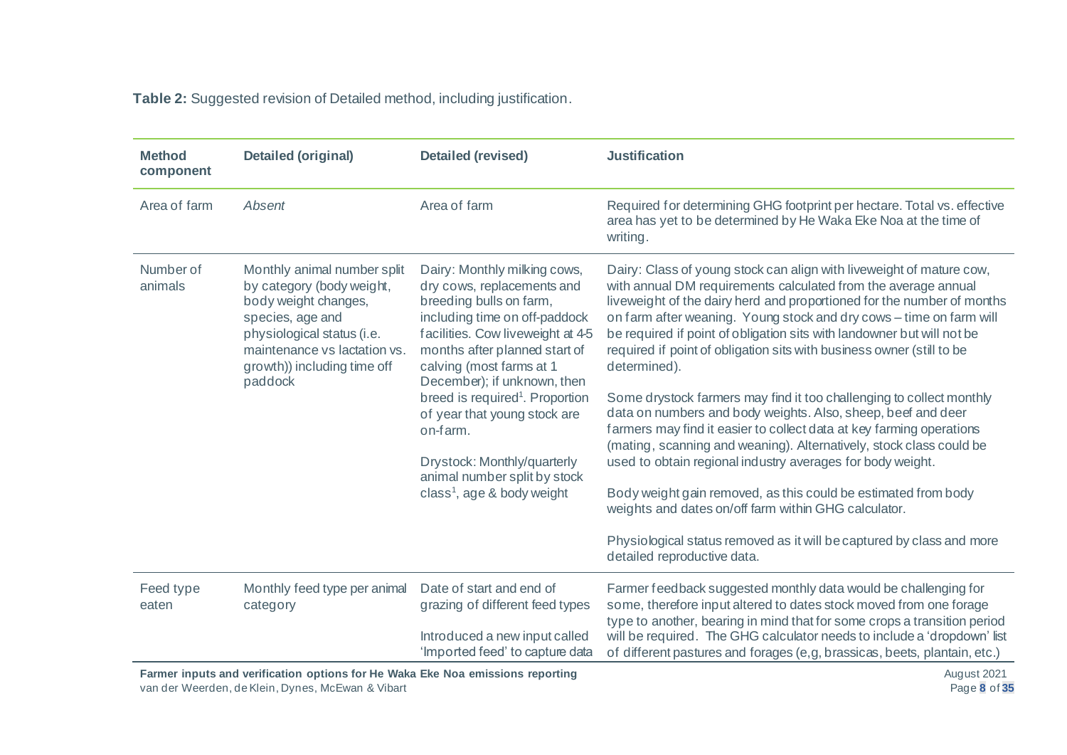**Table 2:** Suggested revision of Detailed method, including justification.

| Method component | Detailed (original) | Detailed (revised) | Justification |
|---|---|---|---|
| Area of farm | *Absent* | Area of farm | Required for determining GHG footprint per hectare. Total vs. effective area has yet to be determined by He Waka Eke Noa at the time of writing. |
| Number of animals | Monthly animal number split by category (body weight, body weight changes, species, age and physiological status (i.e. maintenance vs lactation vs. growth)) including time off paddock | Dairy: Monthly milking cows, dry cows, replacements and breeding bulls on farm, including time on off-paddock facilities. Cow liveweight at 4-5 months after planned start of calving (most farms at 1 December); if unknown, then breed is required[1]. Proportion of year that young stock are on-farm.<br><br>Drystock: Monthly/quarterly animal number split by stock class[1], age & body weight | Dairy: Class of young stock can align with liveweight of mature cow, with annual DM requirements calculated from the average annual liveweight of the dairy herd and proportioned for the number of months on farm after weaning. Young stock and dry cows – time on farm will be required if point of obligation sits with landowner but will not be required if point of obligation sits with business owner (still to be determined).<br><br>Some drystock farmers may find it too challenging to collect monthly data on numbers and body weights. Also, sheep, beef and deer farmers may find it easier to collect data at key farming operations (mating, scanning and weaning). Alternatively, stock class could be used to obtain regional industry averages for body weight.<br><br>Body weight gain removed, as this could be estimated from body weights and dates on/off farm within GHG calculator.<br><br>Physiological status removed as it will be captured by class and more detailed reproductive data. |
| Feed type eaten | Monthly feed type per animal category | Date of start and end of grazing of different feed types<br><br>Introduced a new input called 'Imported feed' to capture data | Farmer feedback suggested monthly data would be challenging for some, therefore input altered to dates stock moved from one forage type to another, bearing in mind that for some crops a transition period will be required. The GHG calculator needs to include a 'dropdown' list of different pastures and forages (e,g, brassicas, beets, plantain, etc.) |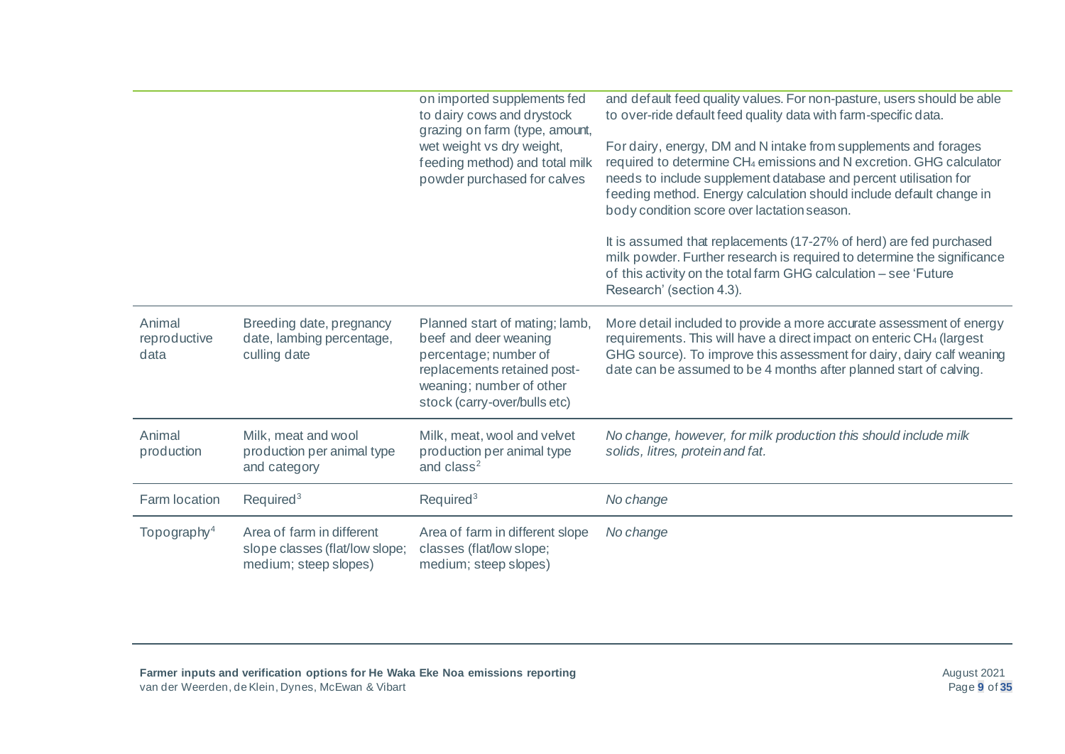| | | | |
|---|---|---|---|
| | | on imported supplements fed to dairy cows and drystock grazing on farm (type, amount, wet weight vs dry weight, feeding method) and total milk powder purchased for calves | and default feed quality values. For non-pasture, users should be able to over-ride default feed quality data with farm-specific data.<br><br>For dairy, energy, DM and N intake from supplements and forages required to determine $CH_4$ emissions and N excretion. GHG calculator needs to include supplement database and percent utilisation for feeding method. Energy calculation should include default change in body condition score over lactation season.<br><br>It is assumed that replacements (17-27% of herd) are fed purchased milk powder. Further research is required to determine the significance of this activity on the total farm GHG calculation – see 'Future Research' (section 4.3). |
| Animal reproductive data | Breeding date, pregnancy date, lambing percentage, culling date | Planned start of mating; lamb, beef and deer weaning percentage; number of replacements retained post-weaning; number of other stock (carry-over/bulls etc) | More detail included to provide a more accurate assessment of energy requirements. This will have a direct impact on enteric $CH_4$ (largest GHG source). To improve this assessment for dairy, dairy calf weaning date can be assumed to be 4 months after planned start of calving. |
| Animal production | Milk, meat and wool production per animal type and category | Milk, meat, wool and velvet production per animal type and class[2] | *No change, however, for milk production this should include milk solids, litres, protein and fat.* |
| Farm location | Required[3] | Required[3] | *No change* |
| Topography[4] | Area of farm in different slope classes (flat/low slope; medium; steep slopes) | Area of farm in different slope classes (flat/low slope; medium; steep slopes) | *No change* |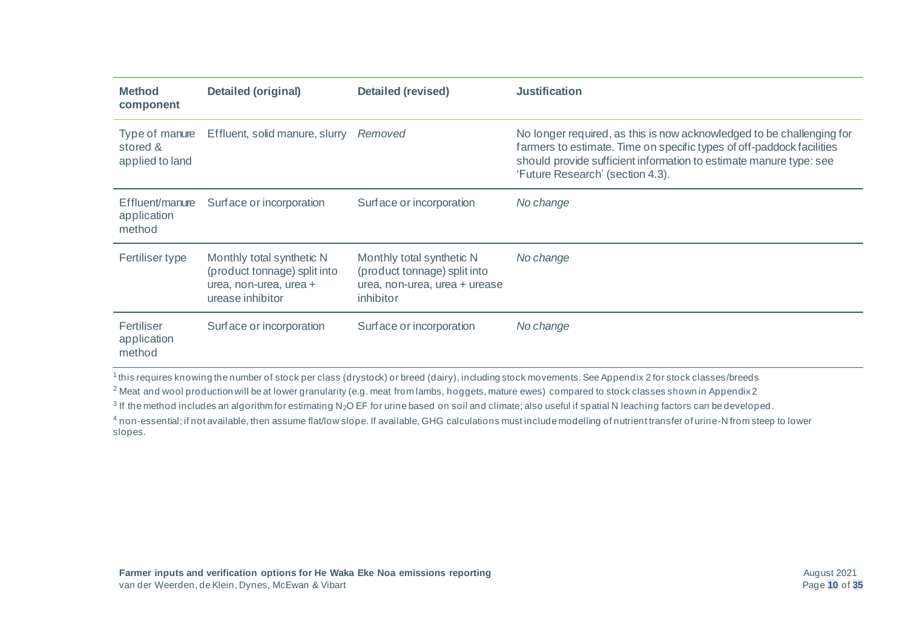| Method component | Detailed (original) | Detailed (revised) | Justification |
|---|---|---|---|
| Type of manure stored & applied to land | Effluent, solid manure, slurry | *Removed* | No longer required, as this is now acknowledged to be challenging for farmers to estimate. Time on specific types of off-paddock facilities should provide sufficient information to estimate manure type: see 'Future Research' (section 4.3). |
| Effluent/manure application method | Surface or incorporation | Surface or incorporation | *No change* |
| Fertiliser type | Monthly total synthetic N (product tonnage) split into urea, non-urea, urea + urease inhibitor | Monthly total synthetic N (product tonnage) split into urea, non-urea, urea + urease inhibitor | *No change* |
| Fertiliser application method | Surface or incorporation | Surface or incorporation | *No change* |

[1] this requires knowing the number of stock per class (drystock) or breed (dairy), including stock movements. See Appendix 2 for stock classes/breeds

[2] Meat and wool production will be at lower granularity (e.g. meat from lambs, hoggets, mature ewes) compared to stock classes shown in Appendix 2

[3] If the method includes an algorithm for estimating $N_2O$ EF for urine based on soil and climate; also useful if spatial N leaching factors can be developed.

[4] non-essential; if not available, then assume flat/low slope. If available, GHG calculations must include modelling of nutrient transfer of urine-N from steep to lower slopes.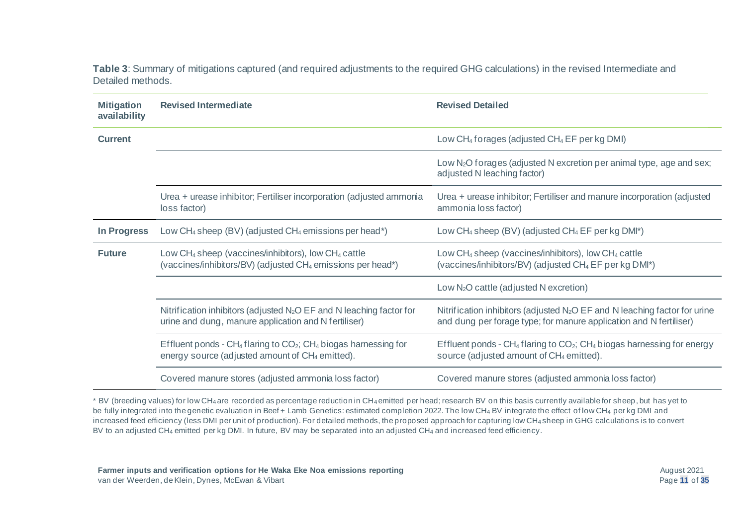**Table 3**: Summary of mitigations captured (and required adjustments to the required GHG calculations) in the revised Intermediate and Detailed methods.

| Mitigation availability | Revised Intermediate | Revised Detailed |
|---|---|---|
| **Current** | | Low $CH_4$ forages (adjusted $CH_4$ EF per kg DMI) |
| | | Low $N_2O$ forages (adjusted N excretion per animal type, age and sex; adjusted N leaching factor) |
| | Urea + urease inhibitor; Fertiliser incorporation (adjusted ammonia loss factor) | Urea + urease inhibitor; Fertiliser and manure incorporation (adjusted ammonia loss factor) |
| **In Progress** | Low $CH_4$ sheep (BV) (adjusted $CH_4$ emissions per head*) | Low $CH_4$ sheep (BV) (adjusted $CH_4$ EF per kg DMI*) |
| **Future** | Low $CH_4$ sheep (vaccines/inhibitors), low $CH_4$ cattle (vaccines/inhibitors/BV) (adjusted $CH_4$ emissions per head*) | Low $CH_4$ sheep (vaccines/inhibitors), low $CH_4$ cattle (vaccines/inhibitors/BV) (adjusted $CH_4$ EF per kg DMI*) |
| | | Low $N_2O$ cattle (adjusted N excretion) |
| | Nitrification inhibitors (adjusted $N_2O$ EF and N leaching factor for urine and dung, manure application and N fertiliser) | Nitrification inhibitors (adjusted $N_2O$ EF and N leaching factor for urine and dung per forage type; for manure application and N fertiliser) |
| | Effluent ponds - $CH_4$ flaring to $CO_2$; $CH_4$ biogas harnessing for energy source (adjusted amount of $CH_4$ emitted). | Effluent ponds - $CH_4$ flaring to $CO_2$; $CH_4$ biogas harnessing for energy source (adjusted amount of $CH_4$ emitted). |
| | Covered manure stores (adjusted ammonia loss factor) | Covered manure stores (adjusted ammonia loss factor) |

\* BV (breeding values) for low $CH_4$ are recorded as percentage reduction in $CH_4$ emitted per head; research BV on this basis currently available for sheep, but has yet to be fully integrated into the genetic evaluation in Beef + Lamb Genetics: estimated completion 2022. The low $CH_4$ BV integrate the effect of low $CH_4$ per kg DMI and increased feed efficiency (less DMI per unit of production). For detailed methods, the proposed approach for capturing low $CH_4$ sheep in GHG calculations is to convert BV to an adjusted $CH_4$ emitted per kg DMI. In future, BV may be separated into an adjusted $CH_4$ and increased feed efficiency.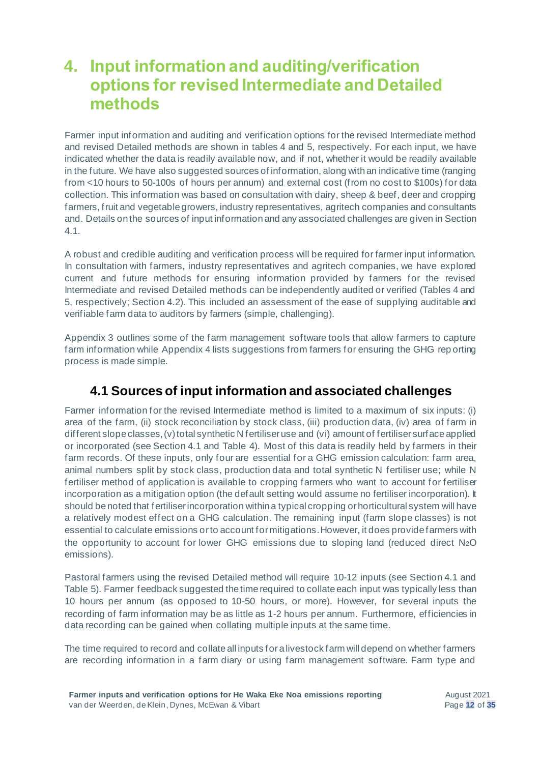# 4. Input information and auditing/verification options for revised Intermediate and Detailed methods

Farmer input information and auditing and verification options for the revised Intermediate method and revised Detailed methods are shown in tables 4 and 5, respectively. For each input, we have indicated whether the data is readily available now, and if not, whether it would be readily available in the future. We have also suggested sources of information, along with an indicative time (ranging from <10 hours to 50-100s of hours per annum) and external cost (from no cost to $100s) for data collection. This information was based on consultation with dairy, sheep & beef, deer and cropping farmers, fruit and vegetable growers, industry representatives, agritech companies and consultants and. Details on the sources of input information and any associated challenges are given in Section 4.1.

A robust and credible auditing and verification process will be required for farmer input information. In consultation with farmers, industry representatives and agritech companies, we have explored current and future methods for ensuring information provided by farmers for the revised Intermediate and revised Detailed methods can be independently audited or verified (Tables 4 and 5, respectively; Section 4.2). This included an assessment of the ease of supplying auditable and verifiable farm data to auditors by farmers (simple, challenging).

Appendix 3 outlines some of the farm management software tools that allow farmers to capture farm information while Appendix 4 lists suggestions from farmers for ensuring the GHG reporting process is made simple.

## 4.1 Sources of input information and associated challenges

Farmer information for the revised Intermediate method is limited to a maximum of six inputs: (i) area of the farm, (ii) stock reconciliation by stock class, (iii) production data, (iv) area of farm in different slope classes, (v) total synthetic N fertiliser use and (vi) amount of fertiliser surface applied or incorporated (see Section 4.1 and Table 4). Most of this data is readily held by farmers in their farm records. Of these inputs, only four are essential for a GHG emission calculation: farm area, animal numbers split by stock class, production data and total synthetic N fertiliser use; while N fertiliser method of application is available to cropping farmers who want to account for fertiliser incorporation as a mitigation option (the default setting would assume no fertiliser incorporation). It should be noted that fertiliser incorporation within a typical cropping or horticultural system will have a relatively modest effect on a GHG calculation. The remaining input (farm slope classes) is not essential to calculate emissions or to account for mitigations. However, it does provide farmers with the opportunity to account for lower GHG emissions due to sloping land (reduced direct $N_2O$ emissions).

Pastoral farmers using the revised Detailed method will require 10-12 inputs (see Section 4.1 and Table 5). Farmer feedback suggested the time required to collate each input was typically less than 10 hours per annum (as opposed to 10-50 hours, or more). However, for several inputs the recording of farm information may be as little as 1-2 hours per annum. Furthermore, efficiencies in data recording can be gained when collating multiple inputs at the same time.

The time required to record and collate all inputs for a livestock farm will depend on whether farmers are recording information in a farm diary or using farm management software. Farm type and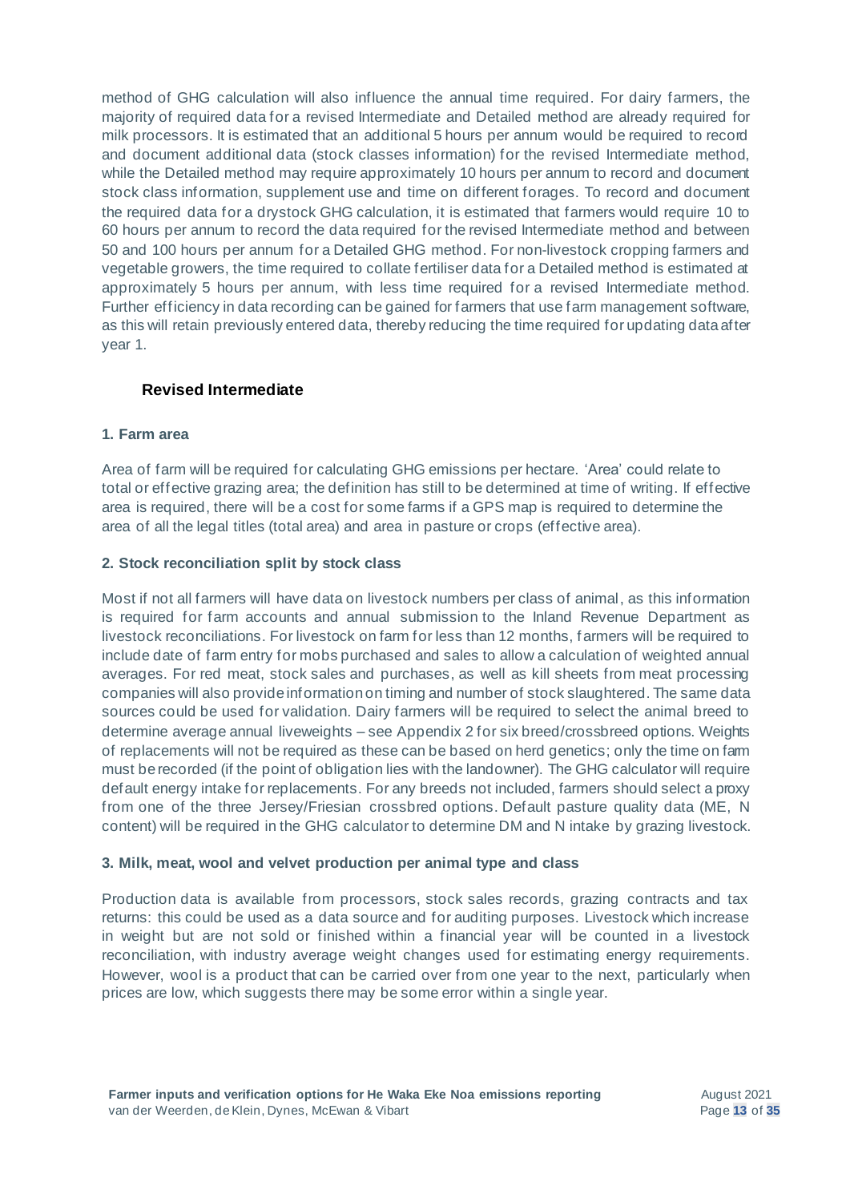method of GHG calculation will also influence the annual time required. For dairy farmers, the majority of required data for a revised Intermediate and Detailed method are already required for milk processors. It is estimated that an additional 5 hours per annum would be required to record and document additional data (stock classes information) for the revised Intermediate method, while the Detailed method may require approximately 10 hours per annum to record and document stock class information, supplement use and time on different forages. To record and document the required data for a drystock GHG calculation, it is estimated that farmers would require 10 to 60 hours per annum to record the data required for the revised Intermediate method and between 50 and 100 hours per annum for a Detailed GHG method. For non-livestock cropping farmers and vegetable growers, the time required to collate fertiliser data for a Detailed method is estimated at approximately 5 hours per annum, with less time required for a revised Intermediate method. Further efficiency in data recording can be gained for farmers that use farm management software, as this will retain previously entered data, thereby reducing the time required for updating data after year 1.

### Revised Intermediate

#### 1. Farm area

Area of farm will be required for calculating GHG emissions per hectare. 'Area' could relate to total or effective grazing area; the definition has still to be determined at time of writing. If effective area is required, there will be a cost for some farms if a GPS map is required to determine the area of all the legal titles (total area) and area in pasture or crops (effective area).

#### 2. Stock reconciliation split by stock class

Most if not all farmers will have data on livestock numbers per class of animal, as this information is required for farm accounts and annual submission to the Inland Revenue Department as livestock reconciliations. For livestock on farm for less than 12 months, farmers will be required to include date of farm entry for mobs purchased and sales to allow a calculation of weighted annual averages. For red meat, stock sales and purchases, as well as kill sheets from meat processing companies will also provide information on timing and number of stock slaughtered. The same data sources could be used for validation. Dairy farmers will be required to select the animal breed to determine average annual liveweights – see Appendix 2 for six breed/crossbreed options. Weights of replacements will not be required as these can be based on herd genetics; only the time on farm must be recorded (if the point of obligation lies with the landowner). The GHG calculator will require default energy intake for replacements. For any breeds not included, farmers should select a proxy from one of the three Jersey/Friesian crossbred options. Default pasture quality data (ME, N content) will be required in the GHG calculator to determine DM and N intake by grazing livestock.

#### 3. Milk, meat, wool and velvet production per animal type and class

Production data is available from processors, stock sales records, grazing contracts and tax returns: this could be used as a data source and for auditing purposes. Livestock which increase in weight but are not sold or finished within a financial year will be counted in a livestock reconciliation, with industry average weight changes used for estimating energy requirements. However, wool is a product that can be carried over from one year to the next, particularly when prices are low, which suggests there may be some error within a single year.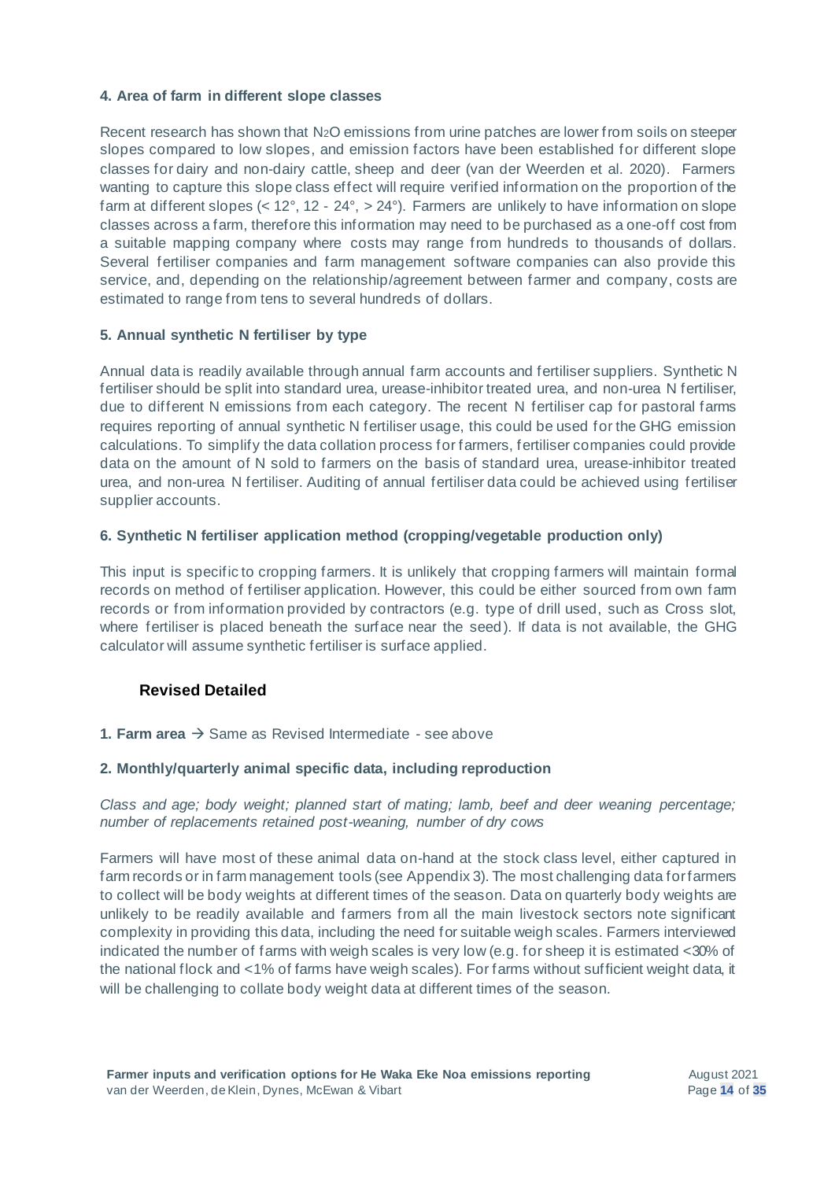#### 4. Area of farm in different slope classes

Recent research has shown that $N_2O$ emissions from urine patches are lower from soils on steeper slopes compared to low slopes, and emission factors have been established for different slope classes for dairy and non-dairy cattle, sheep and deer (van der Weerden et al. 2020). Farmers wanting to capture this slope class effect will require verified information on the proportion of the farm at different slopes (< 12°, 12 - 24°, > 24°). Farmers are unlikely to have information on slope classes across a farm, therefore this information may need to be purchased as a one-off cost from a suitable mapping company where costs may range from hundreds to thousands of dollars. Several fertiliser companies and farm management software companies can also provide this service, and, depending on the relationship/agreement between farmer and company, costs are estimated to range from tens to several hundreds of dollars.

#### 5. Annual synthetic N fertiliser by type

Annual data is readily available through annual farm accounts and fertiliser suppliers. Synthetic N fertiliser should be split into standard urea, urease-inhibitor treated urea, and non-urea N fertiliser, due to different N emissions from each category. The recent N fertiliser cap for pastoral farms requires reporting of annual synthetic N fertiliser usage, this could be used for the GHG emission calculations. To simplify the data collation process for farmers, fertiliser companies could provide data on the amount of N sold to farmers on the basis of standard urea, urease-inhibitor treated urea, and non-urea N fertiliser. Auditing of annual fertiliser data could be achieved using fertiliser supplier accounts.

#### 6. Synthetic N fertiliser application method (cropping/vegetable production only)

This input is specific to cropping farmers. It is unlikely that cropping farmers will maintain formal records on method of fertiliser application. However, this could be either sourced from own farm records or from information provided by contractors (e.g. type of drill used, such as Cross slot, where fertiliser is placed beneath the surface near the seed). If data is not available, the GHG calculator will assume synthetic fertiliser is surface applied.

### Revised Detailed

**1. Farm area** → Same as Revised Intermediate - see above

#### 2. Monthly/quarterly animal specific data, including reproduction

*Class and age; body weight; planned start of mating; lamb, beef and deer weaning percentage; number of replacements retained post-weaning, number of dry cows*

Farmers will have most of these animal data on-hand at the stock class level, either captured in farm records or in farm management tools (see Appendix 3). The most challenging data for farmers to collect will be body weights at different times of the season. Data on quarterly body weights are unlikely to be readily available and farmers from all the main livestock sectors note significant complexity in providing this data, including the need for suitable weigh scales. Farmers interviewed indicated the number of farms with weigh scales is very low (e.g. for sheep it is estimated <30% of the national flock and <1% of farms have weigh scales). For farms without sufficient weight data, it will be challenging to collate body weight data at different times of the season.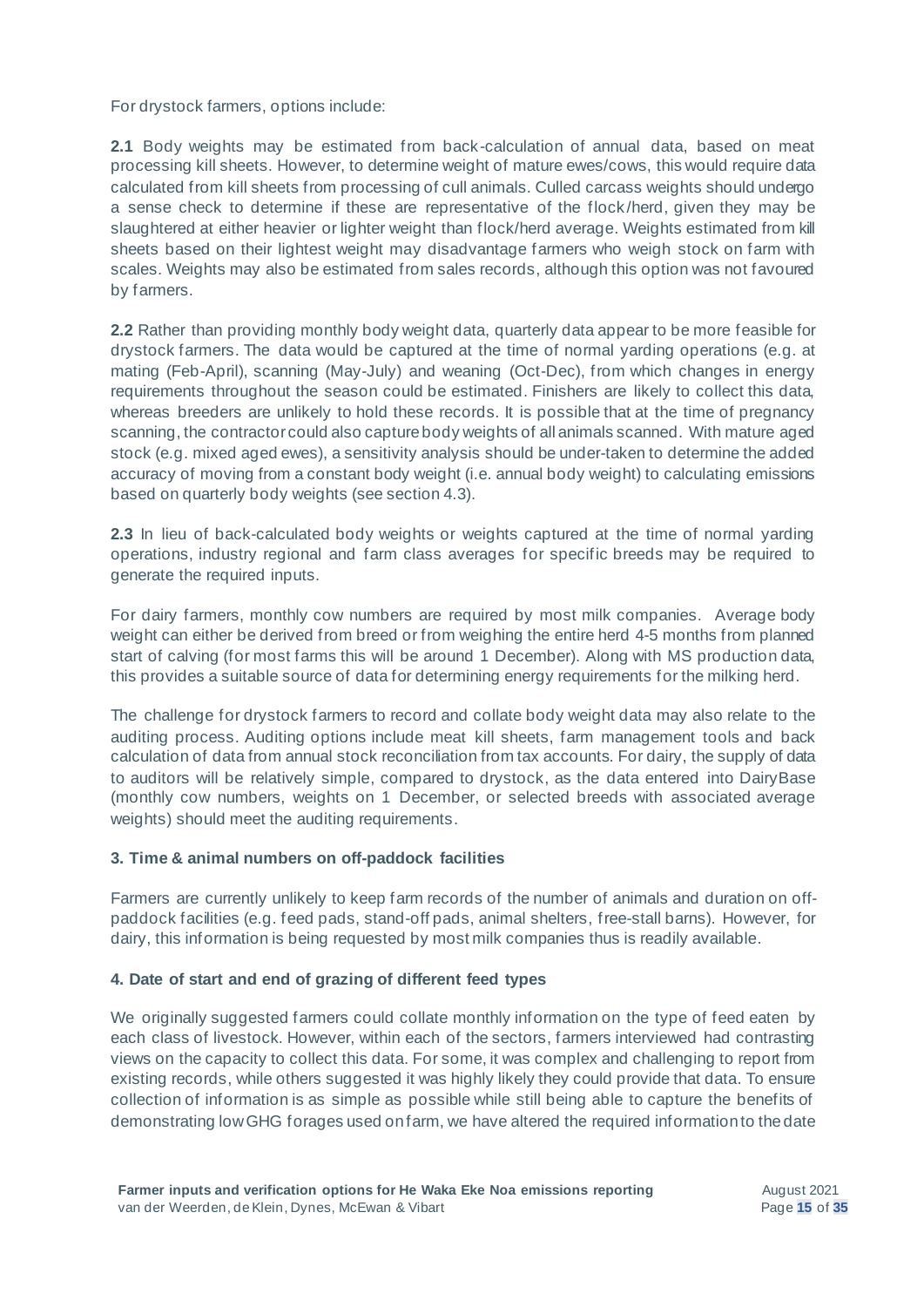For drystock farmers, options include:

**2.1** Body weights may be estimated from back-calculation of annual data, based on meat processing kill sheets. However, to determine weight of mature ewes/cows, this would require data calculated from kill sheets from processing of cull animals. Culled carcass weights should undergo a sense check to determine if these are representative of the flock/herd, given they may be slaughtered at either heavier or lighter weight than flock/herd average. Weights estimated from kill sheets based on their lightest weight may disadvantage farmers who weigh stock on farm with scales. Weights may also be estimated from sales records, although this option was not favoured by farmers.

**2.2** Rather than providing monthly body weight data, quarterly data appear to be more feasible for drystock farmers. The data would be captured at the time of normal yarding operations (e.g. at mating (Feb-April), scanning (May-July) and weaning (Oct-Dec), from which changes in energy requirements throughout the season could be estimated. Finishers are likely to collect this data, whereas breeders are unlikely to hold these records. It is possible that at the time of pregnancy scanning, the contractor could also capture body weights of all animals scanned. With mature aged stock (e.g. mixed aged ewes), a sensitivity analysis should be under-taken to determine the added accuracy of moving from a constant body weight (i.e. annual body weight) to calculating emissions based on quarterly body weights (see section 4.3).

**2.3** In lieu of back-calculated body weights or weights captured at the time of normal yarding operations, industry regional and farm class averages for specific breeds may be required to generate the required inputs.

For dairy farmers, monthly cow numbers are required by most milk companies. Average body weight can either be derived from breed or from weighing the entire herd 4-5 months from planned start of calving (for most farms this will be around 1 December). Along with MS production data, this provides a suitable source of data for determining energy requirements for the milking herd.

The challenge for drystock farmers to record and collate body weight data may also relate to the auditing process. Auditing options include meat kill sheets, farm management tools and back calculation of data from annual stock reconciliation from tax accounts. For dairy, the supply of data to auditors will be relatively simple, compared to drystock, as the data entered into DairyBase (monthly cow numbers, weights on 1 December, or selected breeds with associated average weights) should meet the auditing requirements.

### 3. Time & animal numbers on off-paddock facilities

Farmers are currently unlikely to keep farm records of the number of animals and duration on off-paddock facilities (e.g. feed pads, stand-off pads, animal shelters, free-stall barns). However, for dairy, this information is being requested by most milk companies thus is readily available.

### 4. Date of start and end of grazing of different feed types

We originally suggested farmers could collate monthly information on the type of feed eaten by each class of livestock. However, within each of the sectors, farmers interviewed had contrasting views on the capacity to collect this data. For some, it was complex and challenging to report from existing records, while others suggested it was highly likely they could provide that data. To ensure collection of information is as simple as possible while still being able to capture the benefits of demonstrating low GHG forages used on farm, we have altered the required information to the date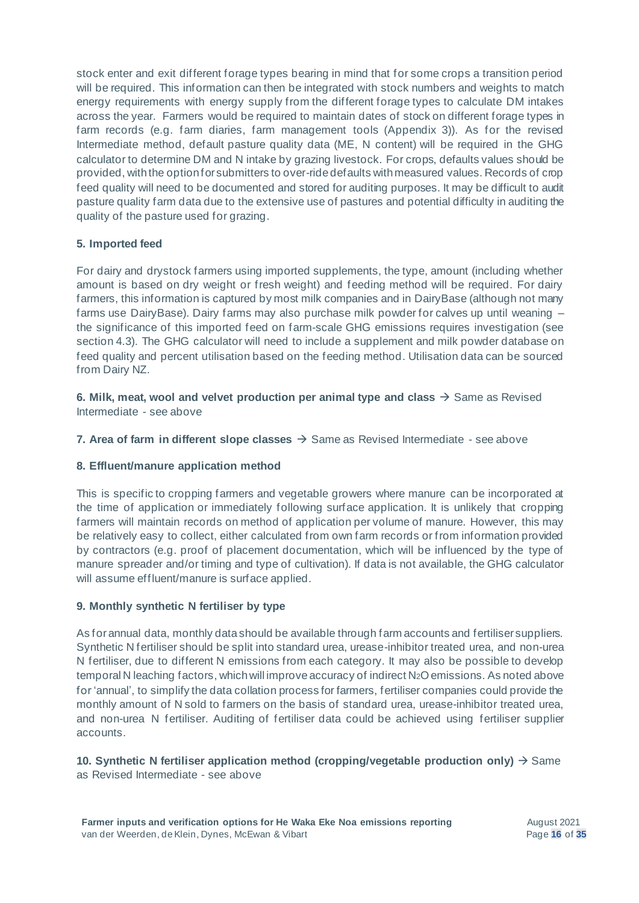stock enter and exit different forage types bearing in mind that for some crops a transition period will be required. This information can then be integrated with stock numbers and weights to match energy requirements with energy supply from the different forage types to calculate DM intakes across the year. Farmers would be required to maintain dates of stock on different forage types in farm records (e.g. farm diaries, farm management tools (Appendix 3)). As for the revised Intermediate method, default pasture quality data (ME, N content) will be required in the GHG calculator to determine DM and N intake by grazing livestock. For crops, defaults values should be provided, with the option for submitters to over-ride defaults with measured values. Records of crop feed quality will need to be documented and stored for auditing purposes. It may be difficult to audit pasture quality farm data due to the extensive use of pastures and potential difficulty in auditing the quality of the pasture used for grazing.

**5. Imported feed**

For dairy and drystock farmers using imported supplements, the type, amount (including whether amount is based on dry weight or fresh weight) and feeding method will be required. For dairy farmers, this information is captured by most milk companies and in DairyBase (although not many farms use DairyBase). Dairy farms may also purchase milk powder for calves up until weaning – the significance of this imported feed on farm-scale GHG emissions requires investigation (see section 4.3). The GHG calculator will need to include a supplement and milk powder database on feed quality and percent utilisation based on the feeding method. Utilisation data can be sourced from Dairy NZ.

**6. Milk, meat, wool and velvet production per animal type and class** → Same as Revised Intermediate - see above

**7. Area of farm in different slope classes** → Same as Revised Intermediate - see above

**8. Effluent/manure application method**

This is specific to cropping farmers and vegetable growers where manure can be incorporated at the time of application or immediately following surface application. It is unlikely that cropping farmers will maintain records on method of application per volume of manure. However, this may be relatively easy to collect, either calculated from own farm records or from information provided by contractors (e.g. proof of placement documentation, which will be influenced by the type of manure spreader and/or timing and type of cultivation). If data is not available, the GHG calculator will assume effluent/manure is surface applied.

**9. Monthly synthetic N fertiliser by type**

As for annual data, monthly data should be available through farm accounts and fertiliser suppliers. Synthetic N fertiliser should be split into standard urea, urease-inhibitor treated urea, and non-urea N fertiliser, due to different N emissions from each category. It may also be possible to develop temporal N leaching factors, which will improve accuracy of indirect $N_2O$ emissions. As noted above for 'annual', to simplify the data collation process for farmers, fertiliser companies could provide the monthly amount of N sold to farmers on the basis of standard urea, urease-inhibitor treated urea, and non-urea N fertiliser. Auditing of fertiliser data could be achieved using fertiliser supplier accounts.

**10. Synthetic N fertiliser application method (cropping/vegetable production only)** → Same as Revised Intermediate - see above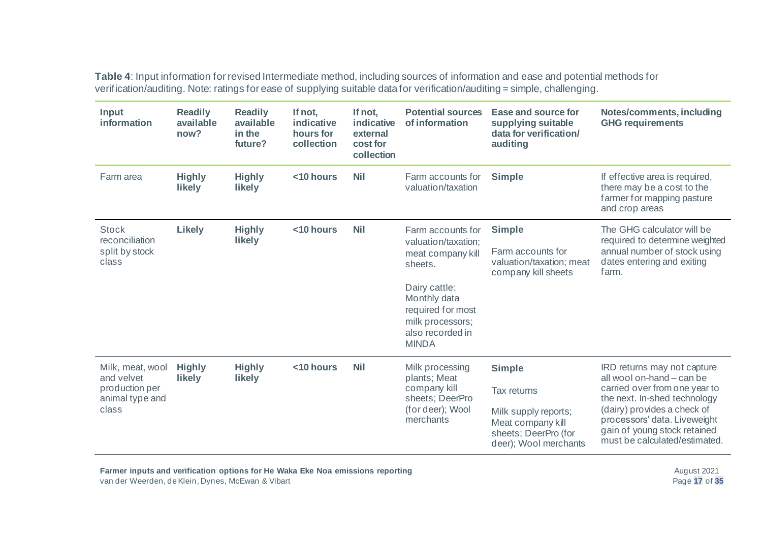**Table 4**: Input information for revised Intermediate method, including sources of information and ease and potential methods for verification/auditing. Note: ratings for ease of supplying suitable data for verification/auditing = simple, challenging.

| Input information | Readily available now? | Readily available in the future? | If not, indicative hours for collection | If not, indicative external cost for collection | Potential sources of information | Ease and source for supplying suitable data for verification/ auditing | Notes/comments, including GHG requirements |
|---|---|---|---|---|---|---|---|
| Farm area | **Highly likely** | **Highly likely** | **<10 hours** | **Nil** | Farm accounts for valuation/taxation | **Simple** | If effective area is required, there may be a cost to the farmer for mapping pasture and crop areas |
| Stock reconciliation split by stock class | **Likely** | **Highly likely** | **<10 hours** | **Nil** | Farm accounts for valuation/taxation; meat company kill sheets.<br><br>Dairy cattle: Monthly data required for most milk processors; also recorded in MINDA | **Simple**<br><br>Farm accounts for valuation/taxation; meat company kill sheets | The GHG calculator will be required to determine weighted annual number of stock using dates entering and exiting farm. |
| Milk, meat, wool and velvet production per animal type and class | **Highly likely** | **Highly likely** | **<10 hours** | **Nil** | Milk processing plants; Meat company kill sheets; DeerPro (for deer); Wool merchants | **Simple**<br><br>Tax returns<br><br>Milk supply reports; Meat company kill sheets; DeerPro (for deer); Wool merchants | IRD returns may not capture all wool on-hand – can be carried over from one year to the next. In-shed technology (dairy) provides a check of processors' data. Liveweight gain of young stock retained must be calculated/estimated. |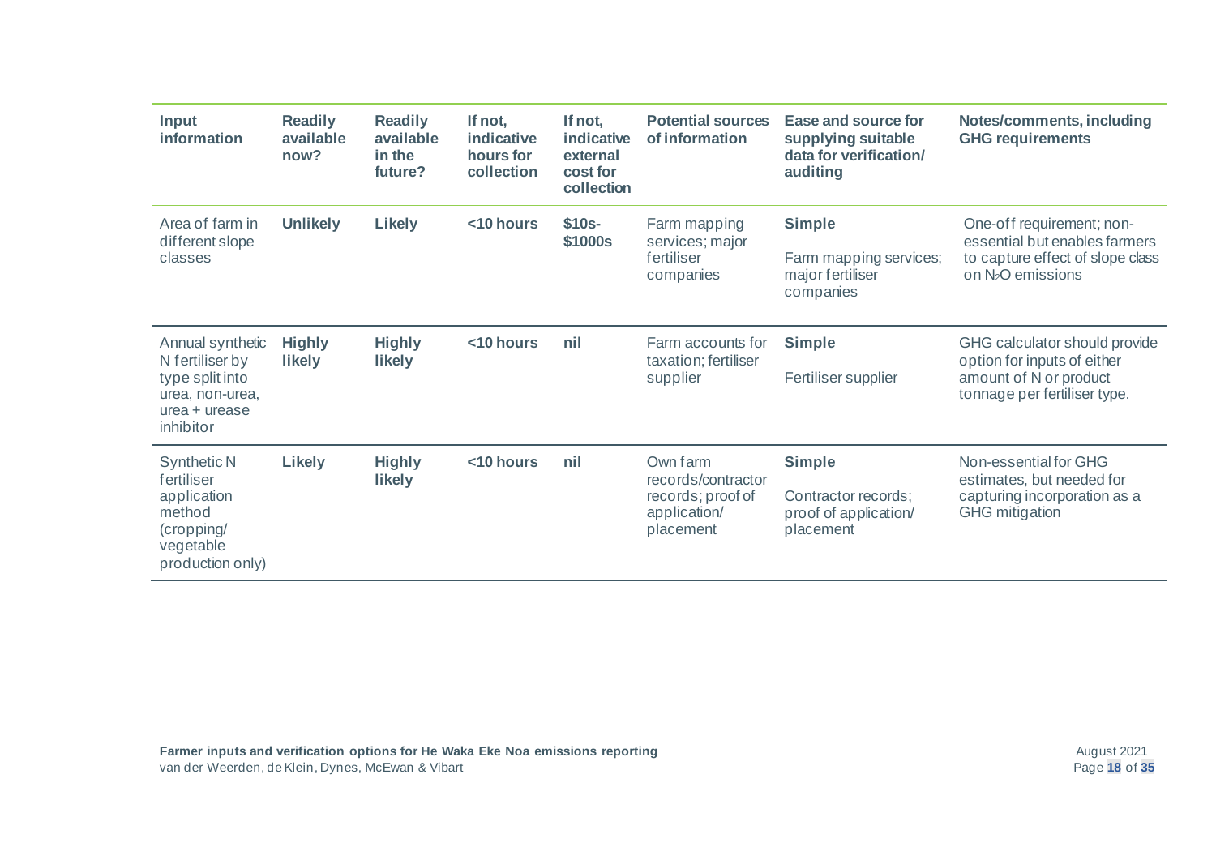| Input information | Readily available now? | Readily available in the future? | If not, indicative hours for collection | If not, indicative external cost for collection | Potential sources of information | Ease and source for supplying suitable data for verification/ auditing | Notes/comments, including GHG requirements |
|---|---|---|---|---|---|---|---|
| Area of farm in different slope classes | **Unlikely** | **Likely** | **<10 hours** | **$10s-$1000s** | Farm mapping services; major fertiliser companies | **Simple**<br><br>Farm mapping services; major fertiliser companies | One-off requirement; non-essential but enables farmers to capture effect of slope class on $N_2O$ emissions |
| Annual synthetic N fertiliser by type split into urea, non-urea, urea + urease inhibitor | **Highly likely** | **Highly likely** | **<10 hours** | **nil** | Farm accounts for taxation; fertiliser supplier | **Simple**<br><br>Fertiliser supplier | GHG calculator should provide option for inputs of either amount of N or product tonnage per fertiliser type. |
| Synthetic N fertiliser application method (cropping/ vegetable production only) | **Likely** | **Highly likely** | **<10 hours** | **nil** | Own farm records/contractor records; proof of application/ placement | **Simple**<br><br>Contractor records; proof of application/ placement | Non-essential for GHG estimates, but needed for capturing incorporation as a GHG mitigation |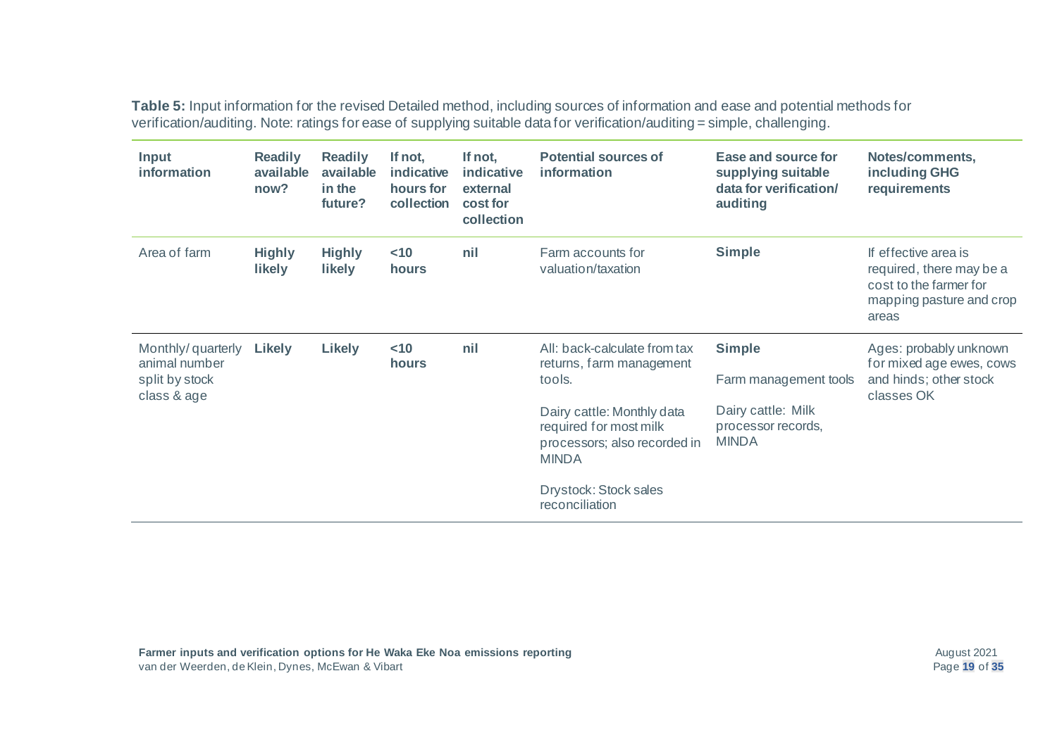**Table 5:** Input information for the revised Detailed method, including sources of information and ease and potential methods for verification/auditing. Note: ratings for ease of supplying suitable data for verification/auditing = simple, challenging.

| Input information | Readily available now? | Readily available in the future? | If not, indicative hours for collection | If not, indicative external cost for collection | Potential sources of information | Ease and source for supplying suitable data for verification/auditing | Notes/comments, including GHG requirements |
|---|---|---|---|---|---|---|---|
| Area of farm | **Highly likely** | **Highly likely** | **<10 hours** | **nil** | Farm accounts for valuation/taxation | **Simple** | If effective area is required, there may be a cost to the farmer for mapping pasture and crop areas |
| Monthly/ quarterly animal number split by stock class & age | **Likely** | **Likely** | **<10 hours** | **nil** | All: back-calculate from tax returns, farm management tools.<br><br>Dairy cattle: Monthly data required for most milk processors; also recorded in MINDA<br><br>Drystock: Stock sales reconciliation | **Simple**<br><br>Farm management tools<br><br>Dairy cattle: Milk processor records, MINDA | Ages: probably unknown for mixed age ewes, cows and hinds; other stock classes OK |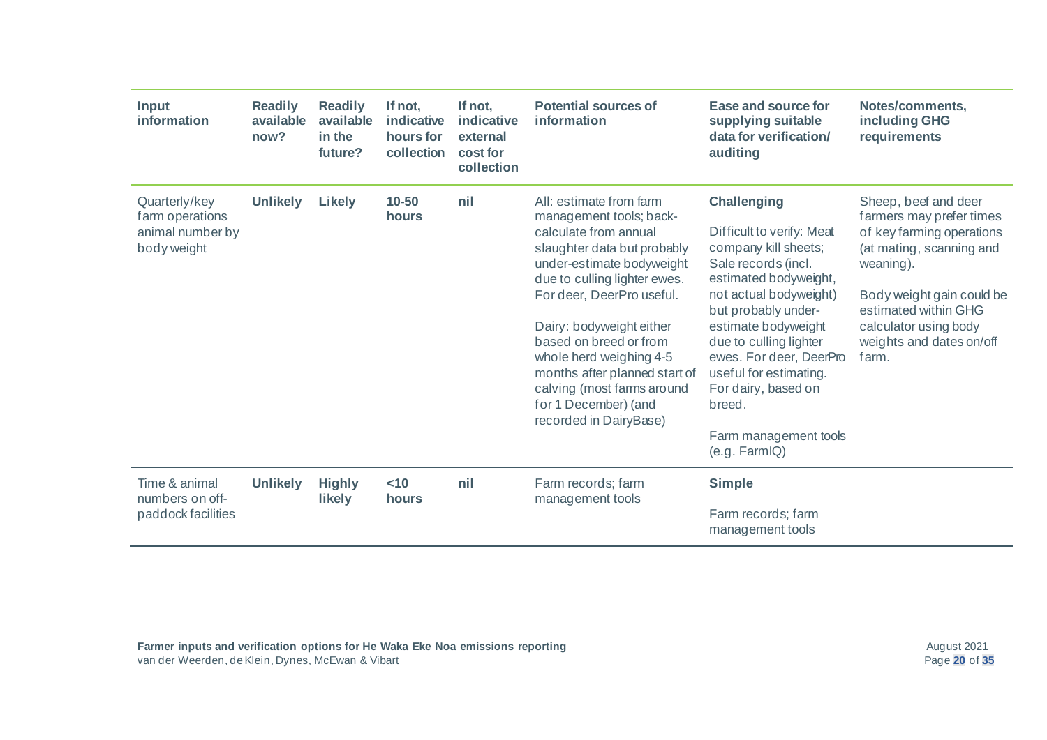| Input information | Readily available now? | Readily available in the future? | If not, indicative hours for collection | If not, indicative external cost for collection | Potential sources of information | Ease and source for supplying suitable data for verification/ auditing | Notes/comments, including GHG requirements |
|---|---|---|---|---|---|---|---|
| Quarterly/key farm operations animal number by body weight | **Unlikely** | **Likely** | **10-50 hours** | **nil** | All: estimate from farm management tools; back-calculate from annual slaughter data but probably under-estimate bodyweight due to culling lighter ewes. For deer, DeerPro useful.<br><br>Dairy: bodyweight either based on breed or from whole herd weighing 4-5 months after planned start of calving (most farms around for 1 December) (and recorded in DairyBase) | **Challenging**<br><br>Difficult to verify: Meat company kill sheets; Sale records (incl. estimated bodyweight, not actual bodyweight) but probably under-estimate bodyweight due to culling lighter ewes. For deer, DeerPro useful for estimating. For dairy, based on breed.<br><br>Farm management tools (e.g. FarmIQ) | Sheep, beef and deer farmers may prefer times of key farming operations (at mating, scanning and weaning).<br><br>Body weight gain could be estimated within GHG calculator using body weights and dates on/off farm. |
| Time & animal numbers on off-paddock facilities | **Unlikely** | **Highly likely** | **<10 hours** | **nil** | Farm records; farm management tools | **Simple**<br><br>Farm records; farm management tools | |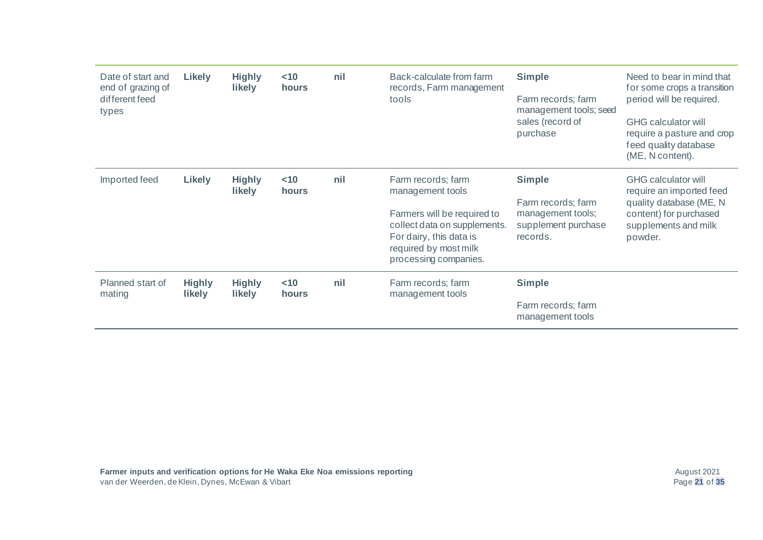| | | | | | | | |
|---|---|---|---|---|---|---|---|
| Date of start and end of grazing of different feed types | **Likely** | **Highly likely** | **<10 hours** | **nil** | Back-calculate from farm records, Farm management tools | **Simple**<br><br>Farm records; farm management tools; seed sales (record of purchase | Need to bear in mind that for some crops a transition period will be required.<br><br>GHG calculator will require a pasture and crop feed quality database (ME, N content). |
| Imported feed | **Likely** | **Highly likely** | **<10 hours** | **nil** | Farm records; farm management tools<br><br>Farmers will be required to collect data on supplements. For dairy, this data is required by most milk processing companies. | **Simple**<br><br>Farm records; farm management tools; supplement purchase records. | GHG calculator will require an imported feed quality database (ME, N content) for purchased supplements and milk powder. |
| Planned start of mating | **Highly likely** | **Highly likely** | **<10 hours** | **nil** | Farm records; farm management tools | **Simple**<br><br>Farm records; farm management tools | |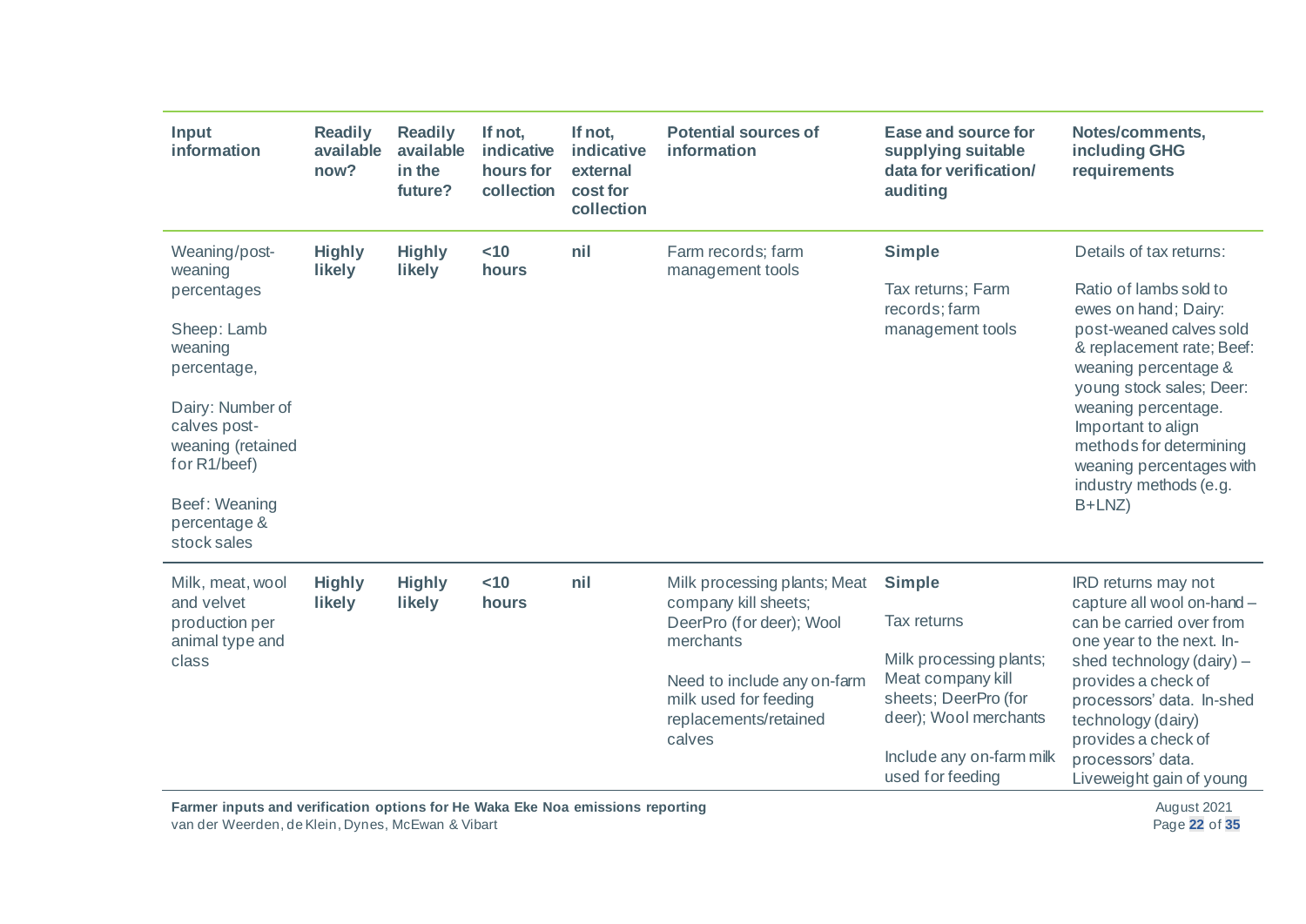| Input information | Readily available now? | Readily available in the future? | If not, indicative hours for collection | If not, indicative external cost for collection | Potential sources of information | Ease and source for supplying suitable data for verification/ auditing | Notes/comments, including GHG requirements |
|---|---|---|---|---|---|---|---|
| Weaning/post-weaning percentages<br><br>Sheep: Lamb weaning percentage,<br><br>Dairy: Number of calves post-weaning (retained for R1/beef)<br><br>Beef: Weaning percentage & stock sales | **Highly likely** | **Highly likely** | **<10 hours** | **nil** | Farm records; farm management tools | **Simple**<br><br>Tax returns; Farm records; farm management tools | Details of tax returns:<br><br>Ratio of lambs sold to ewes on hand; Dairy: post-weaned calves sold & replacement rate; Beef: weaning percentage & young stock sales; Deer: weaning percentage. Important to align methods for determining weaning percentages with industry methods (e.g. B+LNZ) |
| Milk, meat, wool and velvet production per animal type and class | **Highly likely** | **Highly likely** | **<10 hours** | **nil** | Milk processing plants; Meat company kill sheets; DeerPro (for deer); Wool merchants<br><br>Need to include any on-farm milk used for feeding replacements/retained calves | **Simple**<br><br>Tax returns<br><br>Milk processing plants; Meat company kill sheets; DeerPro (for deer); Wool merchants<br><br>Include any on-farm milk used for feeding | IRD returns may not capture all wool on-hand – can be carried over from one year to the next. In-shed technology (dairy) – provides a check of processors' data. In-shed technology (dairy) provides a check of processors' data. Liveweight gain of young |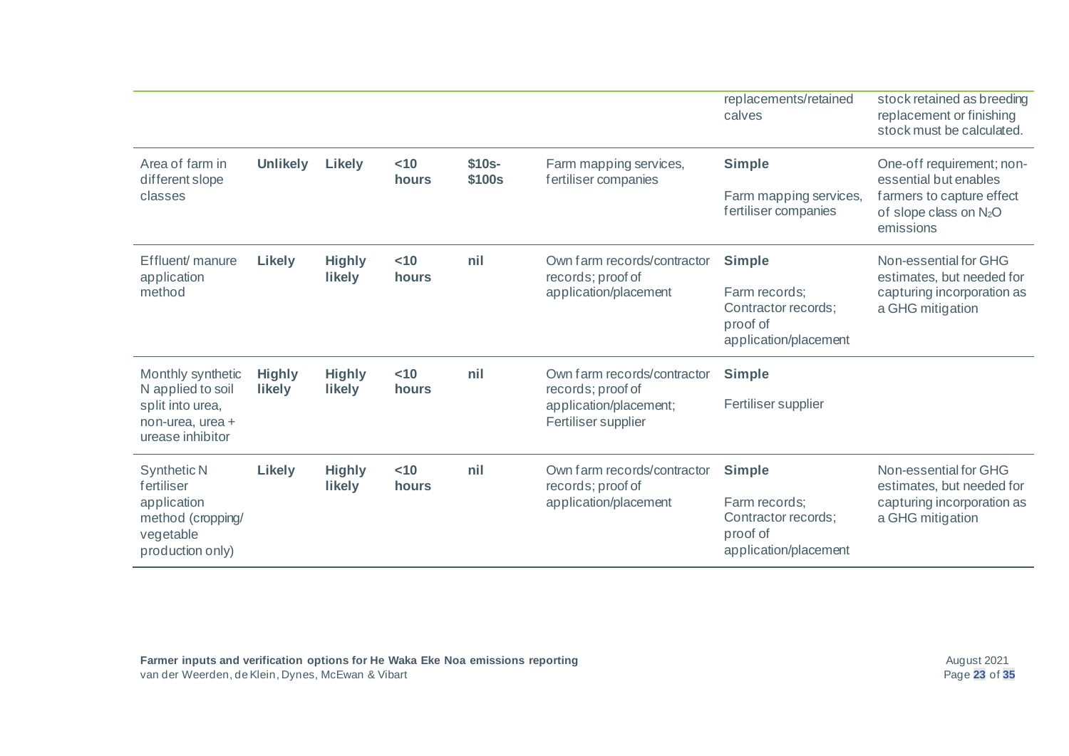| | | | | | | | |
|---|---|---|---|---|---|---|---|
| | | | | | | replacements/retained calves | stock retained as breeding replacement or finishing stock must be calculated. |
| Area of farm in different slope classes | **Unlikely** | **Likely** | **<10 hours** | **$10s-$100s** | Farm mapping services, fertiliser companies | **Simple**<br><br>Farm mapping services, fertiliser companies | One-off requirement; non-essential but enables farmers to capture effect of slope class on $N_2O$ emissions |
| Effluent/ manure application method | **Likely** | **Highly likely** | **<10 hours** | **nil** | Own farm records/contractor records; proof of application/placement | **Simple**<br><br>Farm records; Contractor records; proof of application/placement | Non-essential for GHG estimates, but needed for capturing incorporation as a GHG mitigation |
| Monthly synthetic N applied to soil split into urea, non-urea, urea + urease inhibitor | **Highly likely** | **Highly likely** | **<10 hours** | **nil** | Own farm records/contractor records; proof of application/placement; Fertiliser supplier | **Simple**<br><br>Fertiliser supplier | |
| Synthetic N fertiliser application method (cropping/ vegetable production only) | **Likely** | **Highly likely** | **<10 hours** | **nil** | Own farm records/contractor records; proof of application/placement | **Simple**<br><br>Farm records; Contractor records; proof of application/placement | Non-essential for GHG estimates, but needed for capturing incorporation as a GHG mitigation |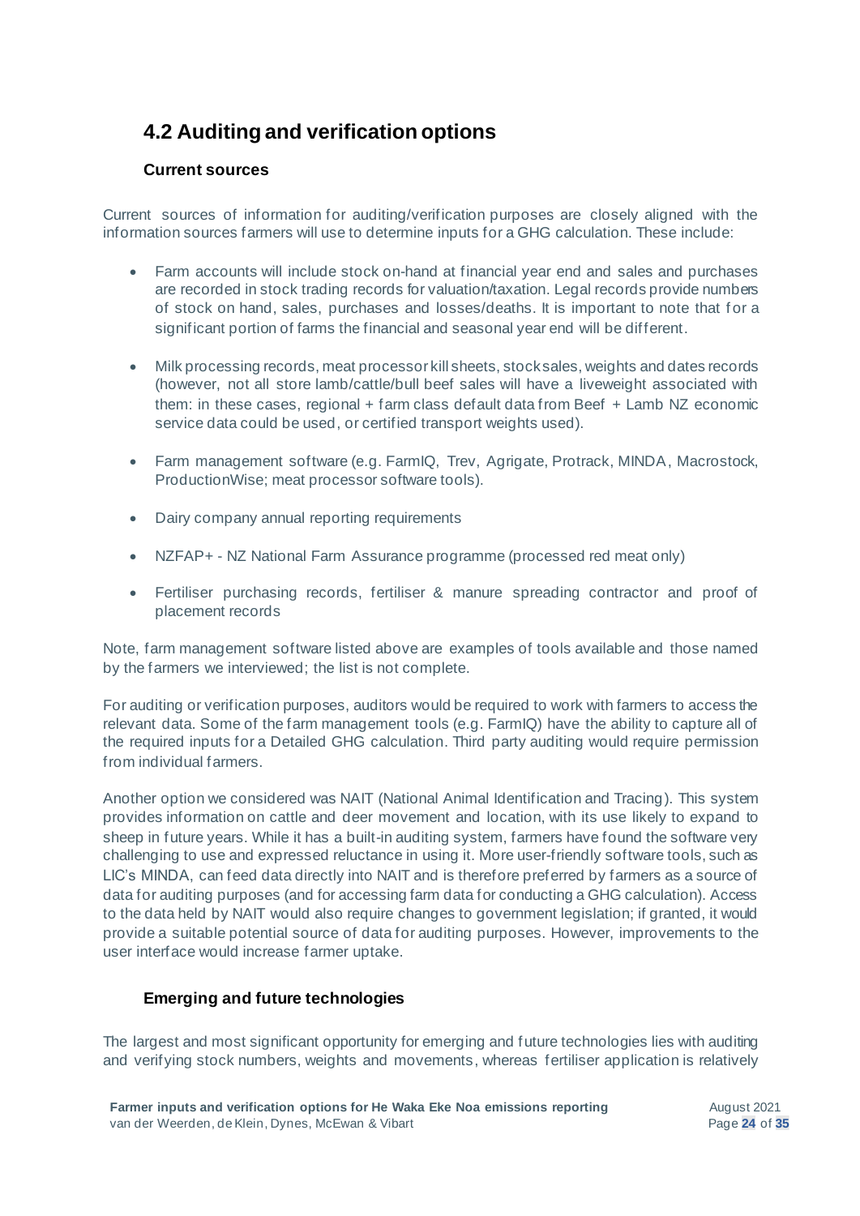## 4.2 Auditing and verification options

### Current sources

Current sources of information for auditing/verification purposes are closely aligned with the information sources farmers will use to determine inputs for a GHG calculation. These include:

- Farm accounts will include stock on-hand at financial year end and sales and purchases are recorded in stock trading records for valuation/taxation. Legal records provide numbers of stock on hand, sales, purchases and losses/deaths. It is important to note that for a significant portion of farms the financial and seasonal year end will be different.
- Milk processing records, meat processor kill sheets, stock sales, weights and dates records (however, not all store lamb/cattle/bull beef sales will have a liveweight associated with them: in these cases, regional + farm class default data from Beef + Lamb NZ economic service data could be used, or certified transport weights used).
- Farm management software (e.g. FarmIQ, Trev, Agrigate, Protrack, MINDA, Macrostock, ProductionWise; meat processor software tools).
- Dairy company annual reporting requirements
- NZFAP+ - NZ National Farm Assurance programme (processed red meat only)
- Fertiliser purchasing records, fertiliser & manure spreading contractor and proof of placement records

Note, farm management software listed above are examples of tools available and those named by the farmers we interviewed; the list is not complete.

For auditing or verification purposes, auditors would be required to work with farmers to access the relevant data. Some of the farm management tools (e.g. FarmIQ) have the ability to capture all of the required inputs for a Detailed GHG calculation. Third party auditing would require permission from individual farmers.

Another option we considered was NAIT (National Animal Identification and Tracing). This system provides information on cattle and deer movement and location, with its use likely to expand to sheep in future years. While it has a built-in auditing system, farmers have found the software very challenging to use and expressed reluctance in using it. More user-friendly software tools, such as LIC's MINDA, can feed data directly into NAIT and is therefore preferred by farmers as a source of data for auditing purposes (and for accessing farm data for conducting a GHG calculation). Access to the data held by NAIT would also require changes to government legislation; if granted, it would provide a suitable potential source of data for auditing purposes. However, improvements to the user interface would increase farmer uptake.

### Emerging and future technologies

The largest and most significant opportunity for emerging and future technologies lies with auditing and verifying stock numbers, weights and movements, whereas fertiliser application is relatively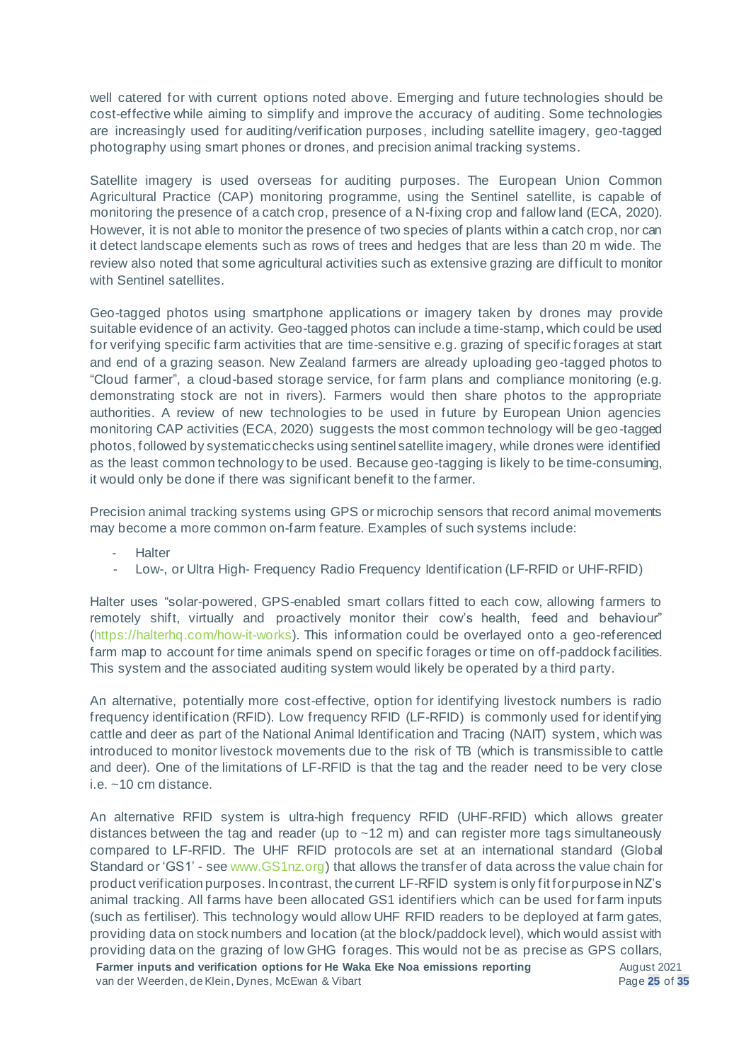well catered for with current options noted above. Emerging and future technologies should be cost-effective while aiming to simplify and improve the accuracy of auditing. Some technologies are increasingly used for auditing/verification purposes, including satellite imagery, geo-tagged photography using smart phones or drones, and precision animal tracking systems.

Satellite imagery is used overseas for auditing purposes. The European Union Common Agricultural Practice (CAP) monitoring programme, using the Sentinel satellite, is capable of monitoring the presence of a catch crop, presence of a N-fixing crop and fallow land (ECA, 2020). However, it is not able to monitor the presence of two species of plants within a catch crop, nor can it detect landscape elements such as rows of trees and hedges that are less than 20 m wide. The review also noted that some agricultural activities such as extensive grazing are difficult to monitor with Sentinel satellites.

Geo-tagged photos using smartphone applications or imagery taken by drones may provide suitable evidence of an activity. Geo-tagged photos can include a time-stamp, which could be used for verifying specific farm activities that are time-sensitive e.g. grazing of specific forages at start and end of a grazing season. New Zealand farmers are already uploading geo-tagged photos to "Cloud farmer", a cloud-based storage service, for farm plans and compliance monitoring (e.g. demonstrating stock are not in rivers). Farmers would then share photos to the appropriate authorities. A review of new technologies to be used in future by European Union agencies monitoring CAP activities (ECA, 2020) suggests the most common technology will be geo-tagged photos, followed by systematic checks using sentinel satellite imagery, while drones were identified as the least common technology to be used. Because geo-tagging is likely to be time-consuming, it would only be done if there was significant benefit to the farmer.

Precision animal tracking systems using GPS or microchip sensors that record animal movements may become a more common on-farm feature. Examples of such systems include:

- Halter
- Low-, or Ultra High- Frequency Radio Frequency Identification (LF-RFID or UHF-RFID)

Halter uses "solar-powered, GPS-enabled smart collars fitted to each cow, allowing farmers to remotely shift, virtually and proactively monitor their cow's health, feed and behaviour" (https://halterhq.com/how-it-works). This information could be overlayed onto a geo-referenced farm map to account for time animals spend on specific forages or time on off-paddock facilities. This system and the associated auditing system would likely be operated by a third party.

An alternative, potentially more cost-effective, option for identifying livestock numbers is radio frequency identification (RFID). Low frequency RFID (LF-RFID) is commonly used for identifying cattle and deer as part of the National Animal Identification and Tracing (NAIT) system, which was introduced to monitor livestock movements due to the risk of TB (which is transmissible to cattle and deer). One of the limitations of LF-RFID is that the tag and the reader need to be very close i.e. ~10 cm distance.

An alternative RFID system is ultra-high frequency RFID (UHF-RFID) which allows greater distances between the tag and reader (up to ~12 m) and can register more tags simultaneously compared to LF-RFID. The UHF RFID protocols are set at an international standard (Global Standard or 'GS1' - see www.GS1nz.org) that allows the transfer of data across the value chain for product verification purposes. In contrast, the current LF-RFID system is only fit for purpose in NZ's animal tracking. All farms have been allocated GS1 identifiers which can be used for farm inputs (such as fertiliser). This technology would allow UHF RFID readers to be deployed at farm gates, providing data on stock numbers and location (at the block/paddock level), which would assist with providing data on the grazing of low GHG forages. This would not be as precise as GPS collars,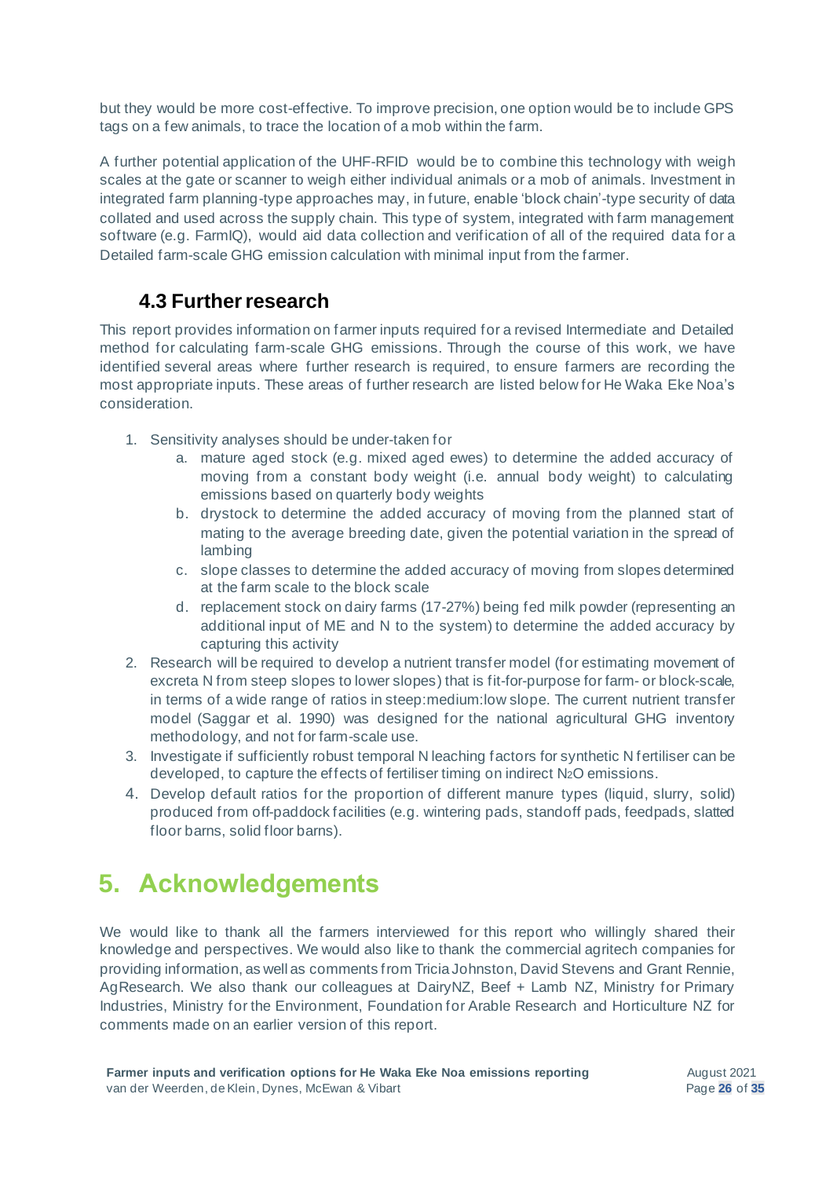but they would be more cost-effective. To improve precision, one option would be to include GPS tags on a few animals, to trace the location of a mob within the farm.

A further potential application of the UHF-RFID would be to combine this technology with weigh scales at the gate or scanner to weigh either individual animals or a mob of animals. Investment in integrated farm planning-type approaches may, in future, enable 'block chain'-type security of data collated and used across the supply chain. This type of system, integrated with farm management software (e.g. FarmIQ), would aid data collection and verification of all of the required data for a Detailed farm-scale GHG emission calculation with minimal input from the farmer.

## 4.3 Further research

This report provides information on farmer inputs required for a revised Intermediate and Detailed method for calculating farm-scale GHG emissions. Through the course of this work, we have identified several areas where further research is required, to ensure farmers are recording the most appropriate inputs. These areas of further research are listed below for He Waka Eke Noa's consideration.

1. Sensitivity analyses should be under-taken for
   a. mature aged stock (e.g. mixed aged ewes) to determine the added accuracy of moving from a constant body weight (i.e. annual body weight) to calculating emissions based on quarterly body weights
   b. drystock to determine the added accuracy of moving from the planned start of mating to the average breeding date, given the potential variation in the spread of lambing
   c. slope classes to determine the added accuracy of moving from slopes determined at the farm scale to the block scale
   d. replacement stock on dairy farms (17-27%) being fed milk powder (representing an additional input of ME and N to the system) to determine the added accuracy by capturing this activity
2. Research will be required to develop a nutrient transfer model (for estimating movement of excreta N from steep slopes to lower slopes) that is fit-for-purpose for farm- or block-scale, in terms of a wide range of ratios in steep:medium:low slope. The current nutrient transfer model (Saggar et al. 1990) was designed for the national agricultural GHG inventory methodology, and not for farm-scale use.
3. Investigate if sufficiently robust temporal N leaching factors for synthetic N fertiliser can be developed, to capture the effects of fertiliser timing on indirect $N_2O$ emissions.
4. Develop default ratios for the proportion of different manure types (liquid, slurry, solid) produced from off-paddock facilities (e.g. wintering pads, standoff pads, feedpads, slatted floor barns, solid floor barns).

# 5. Acknowledgements

We would like to thank all the farmers interviewed for this report who willingly shared their knowledge and perspectives. We would also like to thank the commercial agritech companies for providing information, as well as comments from Tricia Johnston, David Stevens and Grant Rennie, AgResearch. We also thank our colleagues at DairyNZ, Beef + Lamb NZ, Ministry for Primary Industries, Ministry for the Environment, Foundation for Arable Research and Horticulture NZ for comments made on an earlier version of this report.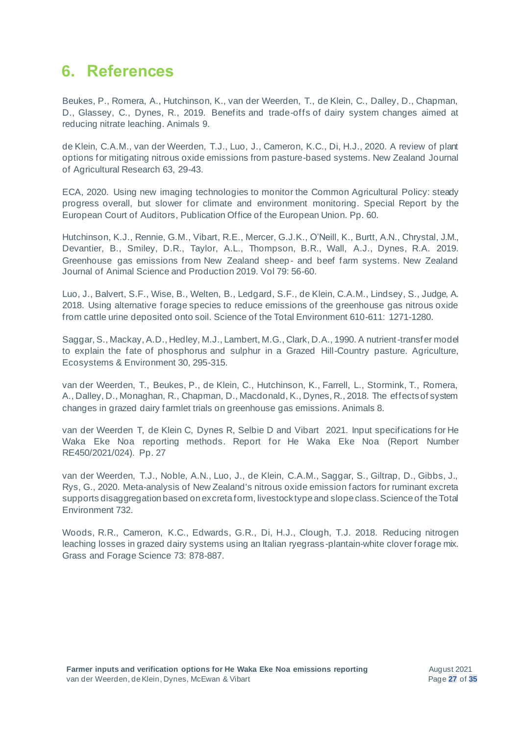# 6. References

Beukes, P., Romera, A., Hutchinson, K., van der Weerden, T., de Klein, C., Dalley, D., Chapman, D., Glassey, C., Dynes, R., 2019. Benefits and trade-offs of dairy system changes aimed at reducing nitrate leaching. Animals 9.

de Klein, C.A.M., van der Weerden, T.J., Luo, J., Cameron, K.C., Di, H.J., 2020. A review of plant options for mitigating nitrous oxide emissions from pasture-based systems. New Zealand Journal of Agricultural Research 63, 29-43.

ECA, 2020. Using new imaging technologies to monitor the Common Agricultural Policy: steady progress overall, but slower for climate and environment monitoring. Special Report by the European Court of Auditors, Publication Office of the European Union. Pp. 60.

Hutchinson, K.J., Rennie, G.M., Vibart, R.E., Mercer, G.J.K., O'Neill, K., Burtt, A.N., Chrystal, J.M., Devantier, B., Smiley, D.R., Taylor, A.L., Thompson, B.R., Wall, A.J., Dynes, R.A. 2019. Greenhouse gas emissions from New Zealand sheep- and beef farm systems. New Zealand Journal of Animal Science and Production 2019. Vol 79: 56-60.

Luo, J., Balvert, S.F., Wise, B., Welten, B., Ledgard, S.F., de Klein, C.A.M., Lindsey, S., Judge, A. 2018. Using alternative forage species to reduce emissions of the greenhouse gas nitrous oxide from cattle urine deposited onto soil. Science of the Total Environment 610-611: 1271-1280.

Saggar, S., Mackay, A.D., Hedley, M.J., Lambert, M.G., Clark, D.A., 1990. A nutrient-transfer model to explain the fate of phosphorus and sulphur in a Grazed Hill-Country pasture. Agriculture, Ecosystems & Environment 30, 295-315.

van der Weerden, T., Beukes, P., de Klein, C., Hutchinson, K., Farrell, L., Stormink, T., Romera, A., Dalley, D., Monaghan, R., Chapman, D., Macdonald, K., Dynes, R., 2018. The effects of system changes in grazed dairy farmlet trials on greenhouse gas emissions. Animals 8.

van der Weerden T, de Klein C, Dynes R, Selbie D and Vibart 2021. Input specifications for He Waka Eke Noa reporting methods. Report for He Waka Eke Noa (Report Number RE450/2021/024). Pp. 27

van der Weerden, T.J., Noble, A.N., Luo, J., de Klein, C.A.M., Saggar, S., Giltrap, D., Gibbs, J., Rys, G., 2020. Meta-analysis of New Zealand's nitrous oxide emission factors for ruminant excreta supports disaggregation based on excreta form, livestock type and slope class. Science of the Total Environment 732.

Woods, R.R., Cameron, K.C., Edwards, G.R., Di, H.J., Clough, T.J. 2018. Reducing nitrogen leaching losses in grazed dairy systems using an Italian ryegrass-plantain-white clover forage mix. Grass and Forage Science 73: 878-887.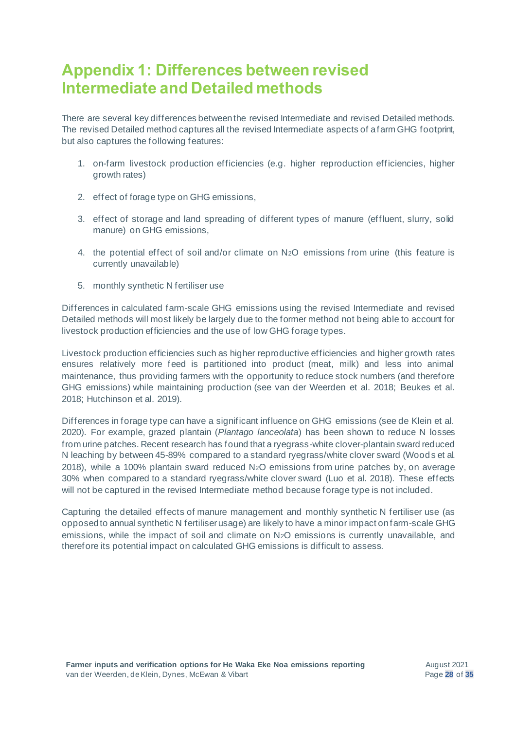# Appendix 1: Differences between revised Intermediate and Detailed methods

There are several key differences between the revised Intermediate and revised Detailed methods. The revised Detailed method captures all the revised Intermediate aspects of a farm GHG footprint, but also captures the following features:

1. on-farm livestock production efficiencies (e.g. higher reproduction efficiencies, higher growth rates)
2. effect of forage type on GHG emissions,
3. effect of storage and land spreading of different types of manure (effluent, slurry, solid manure) on GHG emissions,
4. the potential effect of soil and/or climate on $N_2O$ emissions from urine (this feature is currently unavailable)
5. monthly synthetic N fertiliser use

Differences in calculated farm-scale GHG emissions using the revised Intermediate and revised Detailed methods will most likely be largely due to the former method not being able to account for livestock production efficiencies and the use of low GHG forage types.

Livestock production efficiencies such as higher reproductive efficiencies and higher growth rates ensures relatively more feed is partitioned into product (meat, milk) and less into animal maintenance, thus providing farmers with the opportunity to reduce stock numbers (and therefore GHG emissions) while maintaining production (see van der Weerden et al. 2018; Beukes et al. 2018; Hutchinson et al. 2019).

Differences in forage type can have a significant influence on GHG emissions (see de Klein et al. 2020). For example, grazed plantain (*Plantago lanceolata*) has been shown to reduce N losses from urine patches. Recent research has found that a ryegrass-white clover-plantain sward reduced N leaching by between 45-89% compared to a standard ryegrass/white clover sward (Woods et al. 2018), while a 100% plantain sward reduced $N_2O$ emissions from urine patches by, on average 30% when compared to a standard ryegrass/white clover sward (Luo et al. 2018). These effects will not be captured in the revised Intermediate method because forage type is not included.

Capturing the detailed effects of manure management and monthly synthetic N fertiliser use (as opposed to annual synthetic N fertiliser usage) are likely to have a minor impact on farm-scale GHG emissions, while the impact of soil and climate on $N_2O$ emissions is currently unavailable, and therefore its potential impact on calculated GHG emissions is difficult to assess.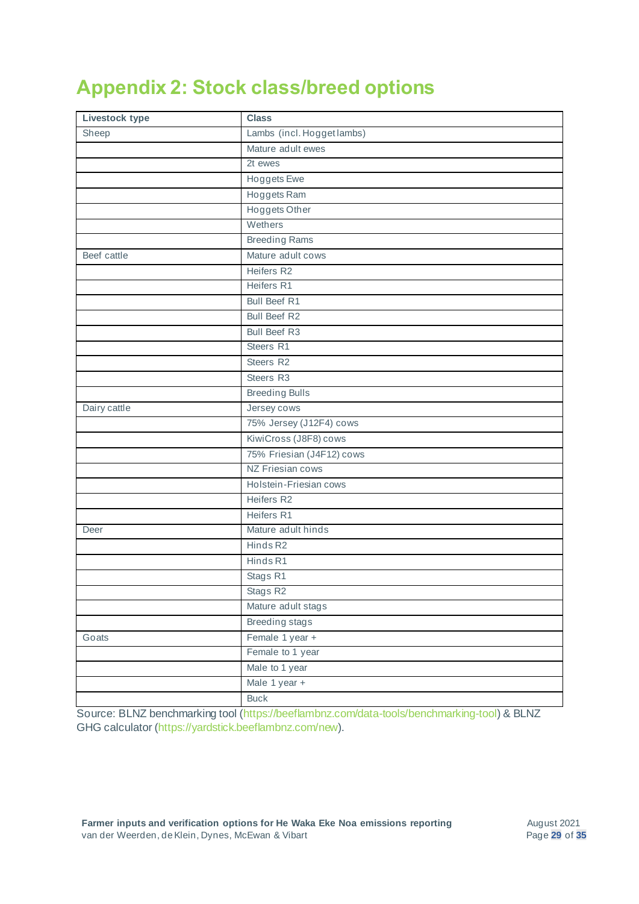# Appendix 2: Stock class/breed options

| Livestock type | Class |
|---|---|
| Sheep | Lambs (incl. Hogget lambs) |
| | Mature adult ewes |
| | 2t ewes |
| | Hoggets Ewe |
| | Hoggets Ram |
| | Hoggets Other |
| | Wethers |
| | Breeding Rams |
| Beef cattle | Mature adult cows |
| | Heifers R2 |
| | Heifers R1 |
| | Bull Beef R1 |
| | Bull Beef R2 |
| | Bull Beef R3 |
| | Steers R1 |
| | Steers R2 |
| | Steers R3 |
| | Breeding Bulls |
| Dairy cattle | Jersey cows |
| | 75% Jersey (J12F4) cows |
| | KiwiCross (J8F8) cows |
| | 75% Friesian (J4F12) cows |
| | NZ Friesian cows |
| | Holstein-Friesian cows |
| | Heifers R2 |
| | Heifers R1 |
| Deer | Mature adult hinds |
| | Hinds R2 |
| | Hinds R1 |
| | Stags R1 |
| | Stags R2 |
| | Mature adult stags |
| | Breeding stags |
| Goats | Female 1 year + |
| | Female to 1 year |
| | Male to 1 year |
| | Male 1 year + |
| | Buck |

Source: BLNZ benchmarking tool (https://beeflambnz.com/data-tools/benchmarking-tool) & BLNZ GHG calculator (https://yardstick.beeflambnz.com/new).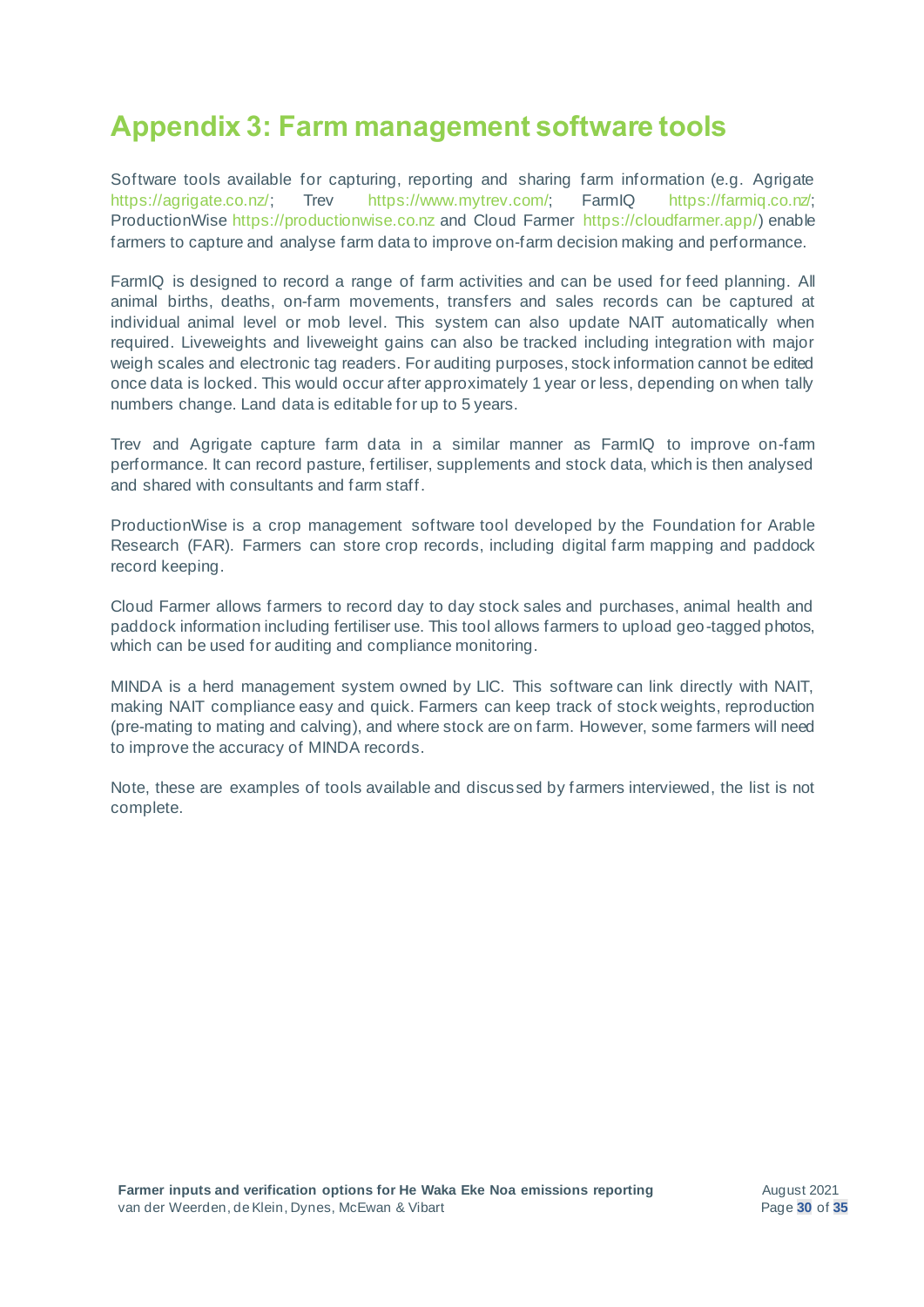# Appendix 3: Farm management software tools

Software tools available for capturing, reporting and sharing farm information (e.g. Agrigate https://agrigate.co.nz/; Trev https://www.mytrev.com/; FarmIQ https://farmiq.co.nz/; ProductionWise https://productionwise.co.nz and Cloud Farmer https://cloudfarmer.app/) enable farmers to capture and analyse farm data to improve on-farm decision making and performance.

FarmIQ is designed to record a range of farm activities and can be used for feed planning. All animal births, deaths, on-farm movements, transfers and sales records can be captured at individual animal level or mob level. This system can also update NAIT automatically when required. Liveweights and liveweight gains can also be tracked including integration with major weigh scales and electronic tag readers. For auditing purposes, stock information cannot be edited once data is locked. This would occur after approximately 1 year or less, depending on when tally numbers change. Land data is editable for up to 5 years.

Trev and Agrigate capture farm data in a similar manner as FarmIQ to improve on-farm performance. It can record pasture, fertiliser, supplements and stock data, which is then analysed and shared with consultants and farm staff.

ProductionWise is a crop management software tool developed by the Foundation for Arable Research (FAR). Farmers can store crop records, including digital farm mapping and paddock record keeping.

Cloud Farmer allows farmers to record day to day stock sales and purchases, animal health and paddock information including fertiliser use. This tool allows farmers to upload geo-tagged photos, which can be used for auditing and compliance monitoring.

MINDA is a herd management system owned by LIC. This software can link directly with NAIT, making NAIT compliance easy and quick. Farmers can keep track of stock weights, reproduction (pre-mating to mating and calving), and where stock are on farm. However, some farmers will need to improve the accuracy of MINDA records.

Note, these are examples of tools available and discussed by farmers interviewed, the list is not complete.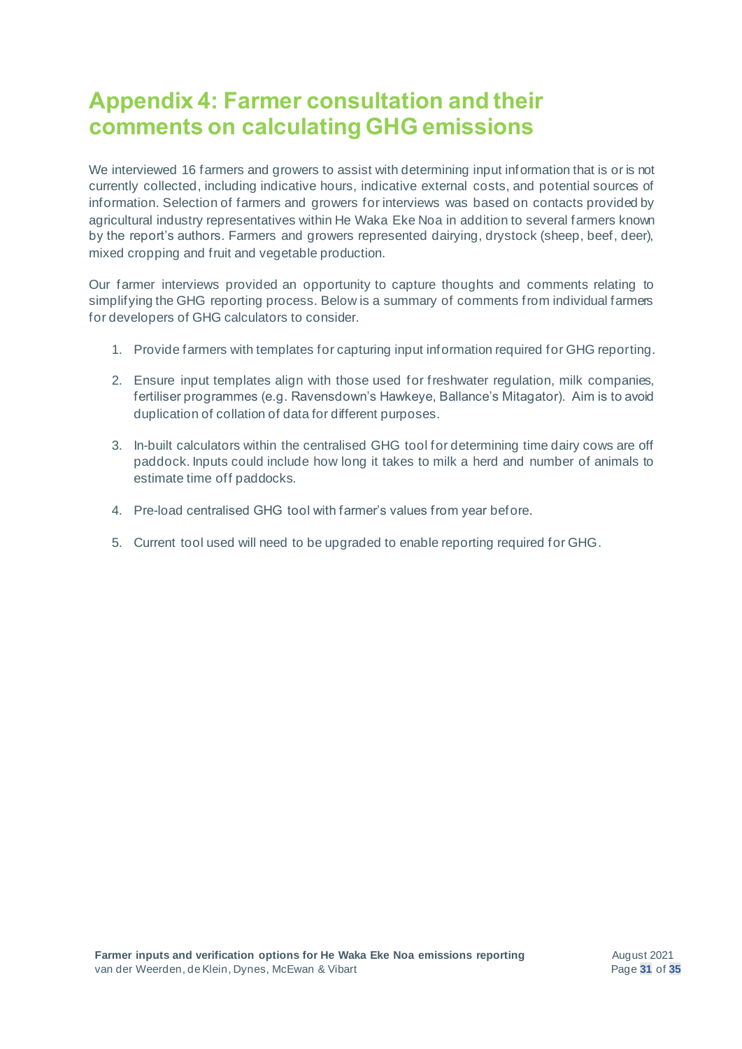# Appendix 4: Farmer consultation and their comments on calculating GHG emissions

We interviewed 16 farmers and growers to assist with determining input information that is or is not currently collected, including indicative hours, indicative external costs, and potential sources of information. Selection of farmers and growers for interviews was based on contacts provided by agricultural industry representatives within He Waka Eke Noa in addition to several farmers known by the report's authors. Farmers and growers represented dairying, drystock (sheep, beef, deer), mixed cropping and fruit and vegetable production.

Our farmer interviews provided an opportunity to capture thoughts and comments relating to simplifying the GHG reporting process. Below is a summary of comments from individual farmers for developers of GHG calculators to consider.

1. Provide farmers with templates for capturing input information required for GHG reporting.
2. Ensure input templates align with those used for freshwater regulation, milk companies, fertiliser programmes (e.g. Ravensdown's Hawkeye, Ballance's Mitagator). Aim is to avoid duplication of collation of data for different purposes.
3. In-built calculators within the centralised GHG tool for determining time dairy cows are off paddock. Inputs could include how long it takes to milk a herd and number of animals to estimate time off paddocks.
4. Pre-load centralised GHG tool with farmer's values from year before.
5. Current tool used will need to be upgraded to enable reporting required for GHG.